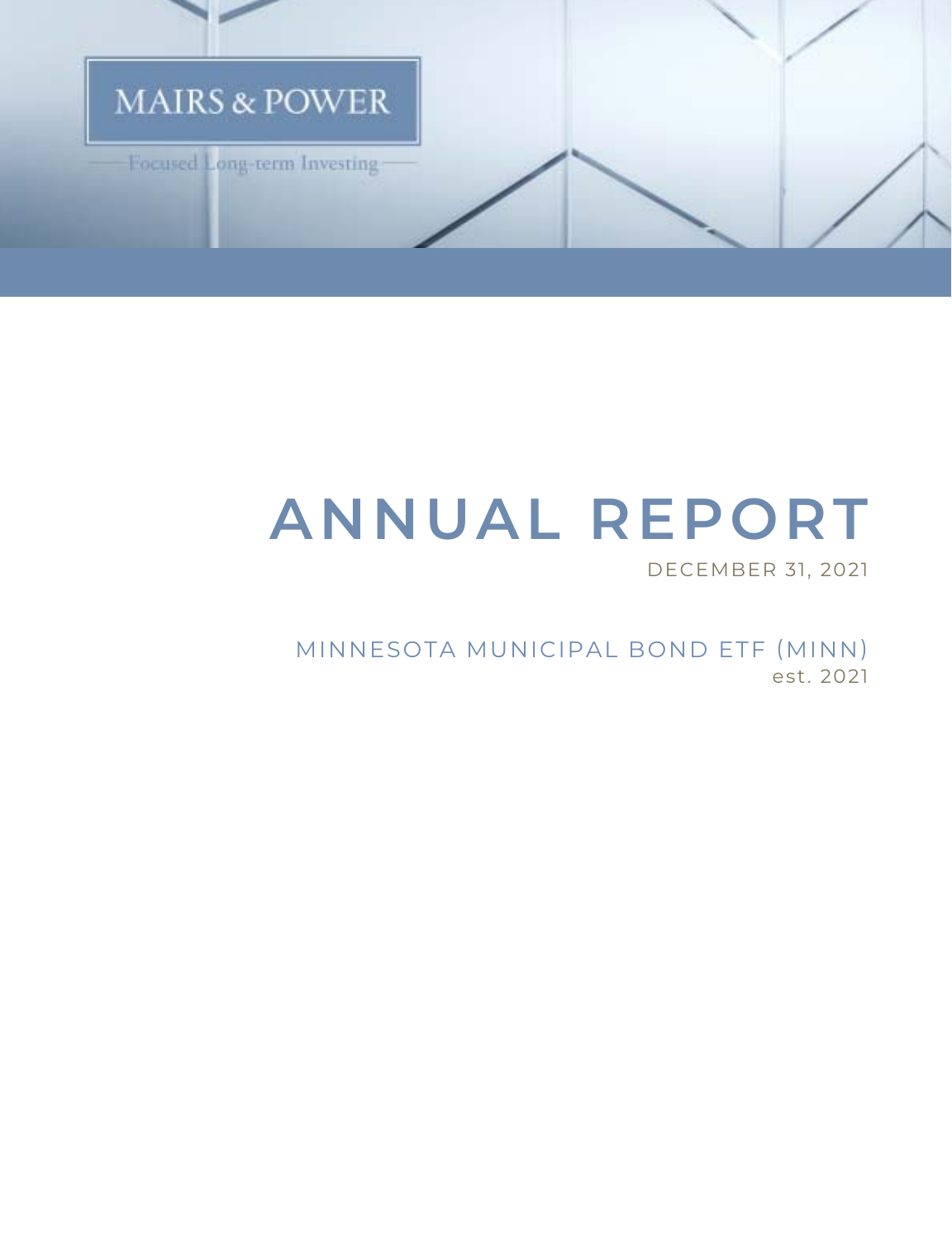MAIRS & POWER

Focused Long-term Investing

# ANNUAL REPORT

DECEMBER 31, 2021

MINNESOTA MUNICIPAL BOND ETF (MINN)

est. 2021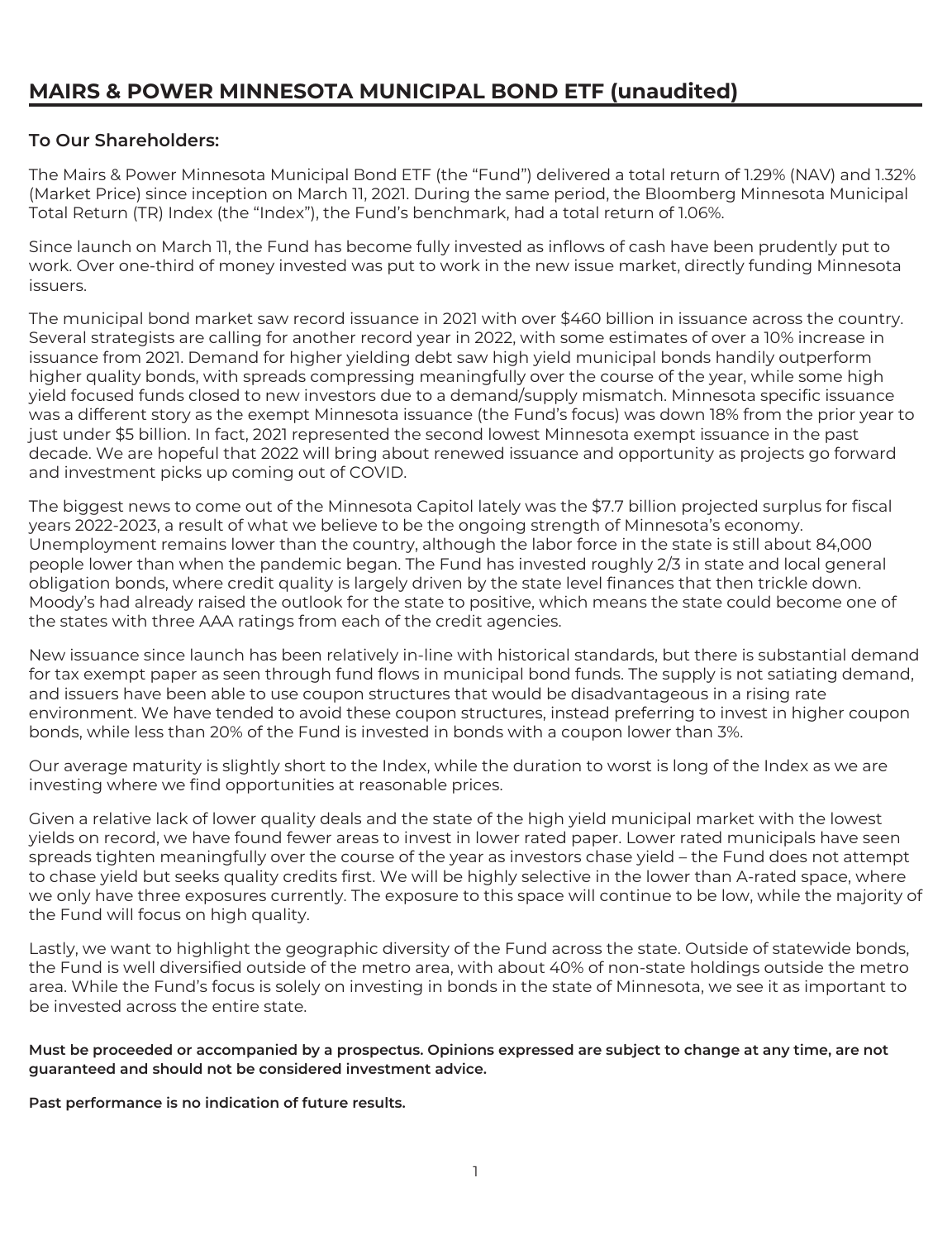# MAIRS & POWER MINNESOTA MUNICIPAL BOND ETF (unaudited)

## To Our Shareholders:

The Mairs & Power Minnesota Municipal Bond ETF (the "Fund") delivered a total return of 1.29% (NAV) and 1.32% (Market Price) since inception on March 11, 2021. During the same period, the Bloomberg Minnesota Municipal Total Return (TR) Index (the "Index"), the Fund's benchmark, had a total return of 1.06%.

Since launch on March 11, the Fund has become fully invested as inflows of cash have been prudently put to work. Over one-third of money invested was put to work in the new issue market, directly funding Minnesota issuers.

The municipal bond market saw record issuance in 2021 with over $460 billion in issuance across the country. Several strategists are calling for another record year in 2022, with some estimates of over a 10% increase in issuance from 2021. Demand for higher yielding debt saw high yield municipal bonds handily outperform higher quality bonds, with spreads compressing meaningfully over the course of the year, while some high yield focused funds closed to new investors due to a demand/supply mismatch. Minnesota specific issuance was a different story as the exempt Minnesota issuance (the Fund's focus) was down 18% from the prior year to just under $5 billion. In fact, 2021 represented the second lowest Minnesota exempt issuance in the past decade. We are hopeful that 2022 will bring about renewed issuance and opportunity as projects go forward and investment picks up coming out of COVID.

The biggest news to come out of the Minnesota Capitol lately was the $7.7 billion projected surplus for fiscal years 2022-2023, a result of what we believe to be the ongoing strength of Minnesota's economy. Unemployment remains lower than the country, although the labor force in the state is still about 84,000 people lower than when the pandemic began. The Fund has invested roughly 2/3 in state and local general obligation bonds, where credit quality is largely driven by the state level finances that then trickle down. Moody's had already raised the outlook for the state to positive, which means the state could become one of the states with three AAA ratings from each of the credit agencies.

New issuance since launch has been relatively in-line with historical standards, but there is substantial demand for tax exempt paper as seen through fund flows in municipal bond funds. The supply is not satiating demand, and issuers have been able to use coupon structures that would be disadvantageous in a rising rate environment. We have tended to avoid these coupon structures, instead preferring to invest in higher coupon bonds, while less than 20% of the Fund is invested in bonds with a coupon lower than 3%.

Our average maturity is slightly short to the Index, while the duration to worst is long of the Index as we are investing where we find opportunities at reasonable prices.

Given a relative lack of lower quality deals and the state of the high yield municipal market with the lowest yields on record, we have found fewer areas to invest in lower rated paper. Lower rated municipals have seen spreads tighten meaningfully over the course of the year as investors chase yield – the Fund does not attempt to chase yield but seeks quality credits first. We will be highly selective in the lower than A-rated space, where we only have three exposures currently. The exposure to this space will continue to be low, while the majority of the Fund will focus on high quality.

Lastly, we want to highlight the geographic diversity of the Fund across the state. Outside of statewide bonds, the Fund is well diversified outside of the metro area, with about 40% of non-state holdings outside the metro area. While the Fund's focus is solely on investing in bonds in the state of Minnesota, we see it as important to be invested across the entire state.

**Must be proceeded or accompanied by a prospectus. Opinions expressed are subject to change at any time, are not guaranteed and should not be considered investment advice.**

**Past performance is no indication of future results.**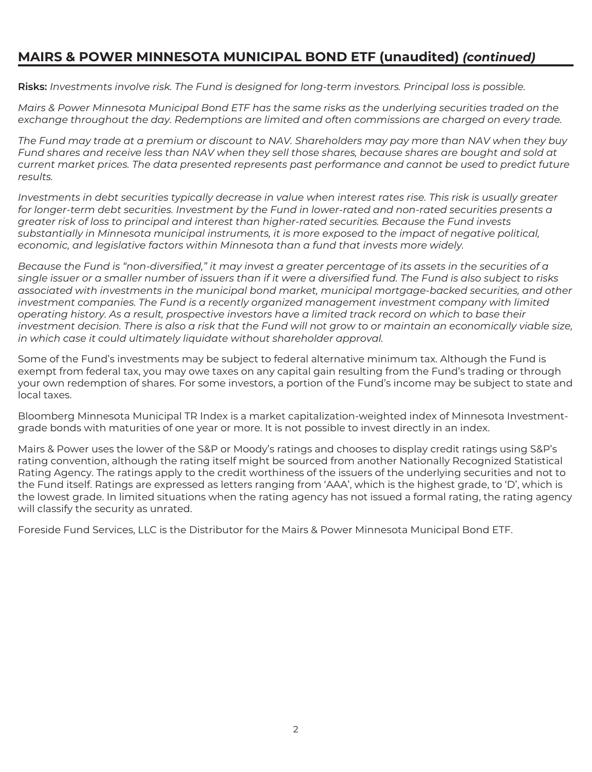## MAIRS & POWER MINNESOTA MUNICIPAL BOND ETF (unaudited) *(continued)*

**Risks:** *Investments involve risk. The Fund is designed for long-term investors. Principal loss is possible.*

*Mairs & Power Minnesota Municipal Bond ETF has the same risks as the underlying securities traded on the exchange throughout the day. Redemptions are limited and often commissions are charged on every trade.*

*The Fund may trade at a premium or discount to NAV. Shareholders may pay more than NAV when they buy Fund shares and receive less than NAV when they sell those shares, because shares are bought and sold at current market prices. The data presented represents past performance and cannot be used to predict future results.*

*Investments in debt securities typically decrease in value when interest rates rise. This risk is usually greater for longer-term debt securities. Investment by the Fund in lower-rated and non-rated securities presents a greater risk of loss to principal and interest than higher-rated securities. Because the Fund invests substantially in Minnesota municipal instruments, it is more exposed to the impact of negative political, economic, and legislative factors within Minnesota than a fund that invests more widely.*

*Because the Fund is "non-diversified," it may invest a greater percentage of its assets in the securities of a single issuer or a smaller number of issuers than if it were a diversified fund. The Fund is also subject to risks associated with investments in the municipal bond market, municipal mortgage-backed securities, and other investment companies. The Fund is a recently organized management investment company with limited operating history. As a result, prospective investors have a limited track record on which to base their investment decision. There is also a risk that the Fund will not grow to or maintain an economically viable size, in which case it could ultimately liquidate without shareholder approval.*

Some of the Fund's investments may be subject to federal alternative minimum tax. Although the Fund is exempt from federal tax, you may owe taxes on any capital gain resulting from the Fund's trading or through your own redemption of shares. For some investors, a portion of the Fund's income may be subject to state and local taxes.

Bloomberg Minnesota Municipal TR Index is a market capitalization-weighted index of Minnesota Investment-grade bonds with maturities of one year or more. It is not possible to invest directly in an index.

Mairs & Power uses the lower of the S&P or Moody's ratings and chooses to display credit ratings using S&P's rating convention, although the rating itself might be sourced from another Nationally Recognized Statistical Rating Agency. The ratings apply to the credit worthiness of the issuers of the underlying securities and not to the Fund itself. Ratings are expressed as letters ranging from 'AAA', which is the highest grade, to 'D', which is the lowest grade. In limited situations when the rating agency has not issued a formal rating, the rating agency will classify the security as unrated.

Foreside Fund Services, LLC is the Distributor for the Mairs & Power Minnesota Municipal Bond ETF.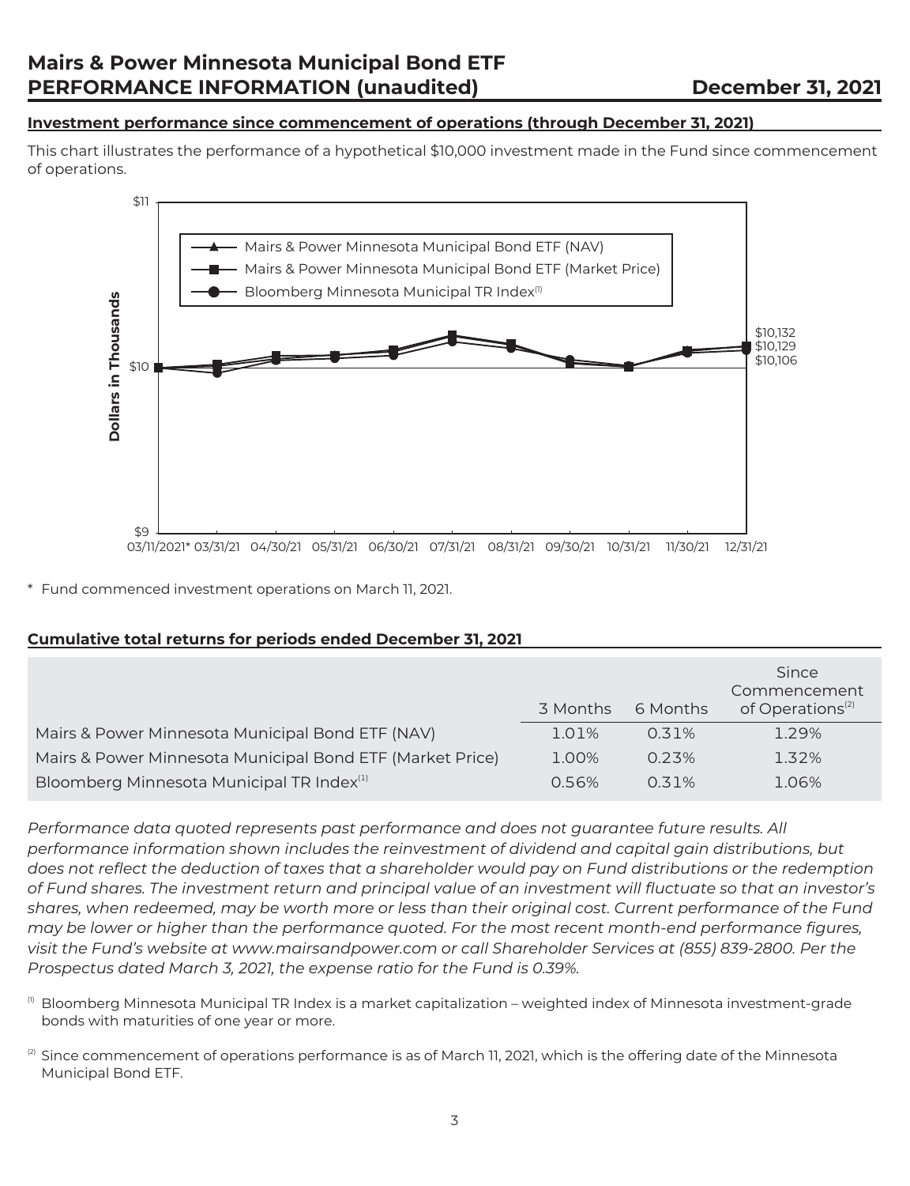# Mairs & Power Minnesota Municipal Bond ETF
# PERFORMANCE INFORMATION (unaudited) December 31, 2021

**Investment performance since commencement of operations (through December 31, 2021)**

This chart illustrates the performance of a hypothetical $10,000 investment made in the Fund since commencement of operations.

Dollars in Thousands

- Mairs & Power Minnesota Municipal Bond ETF (NAV)
- Mairs & Power Minnesota Municipal Bond ETF (Market Price)
- Bloomberg Minnesota Municipal TR Index[1]

$10,132
$10,129
$10,106

03/11/2021* 03/31/21 04/30/21 05/31/21 06/30/21 07/31/21 08/31/21 09/30/21 10/31/21 11/30/21 12/31/21

\* Fund commenced investment operations on March 11, 2021.

**Cumulative total returns for periods ended December 31, 2021**

| | 3 Months | 6 Months | Since Commencement of Operations[2] |
|---|---|---|---|
| Mairs & Power Minnesota Municipal Bond ETF (NAV) | 1.01% | 0.31% | 1.29% |
| Mairs & Power Minnesota Municipal Bond ETF (Market Price) | 1.00% | 0.23% | 1.32% |
| Bloomberg Minnesota Municipal TR Index[1] | 0.56% | 0.31% | 1.06% |

*Performance data quoted represents past performance and does not guarantee future results. All performance information shown includes the reinvestment of dividend and capital gain distributions, but does not reflect the deduction of taxes that a shareholder would pay on Fund distributions or the redemption of Fund shares. The investment return and principal value of an investment will fluctuate so that an investor's shares, when redeemed, may be worth more or less than their original cost. Current performance of the Fund may be lower or higher than the performance quoted. For the most recent month-end performance figures, visit the Fund's website at www.mairsandpower.com or call Shareholder Services at (855) 839-2800. Per the Prospectus dated March 3, 2021, the expense ratio for the Fund is 0.39%.*

[1] Bloomberg Minnesota Municipal TR Index is a market capitalization – weighted index of Minnesota investment-grade bonds with maturities of one year or more.

[2] Since commencement of operations performance is as of March 11, 2021, which is the offering date of the Minnesota Municipal Bond ETF.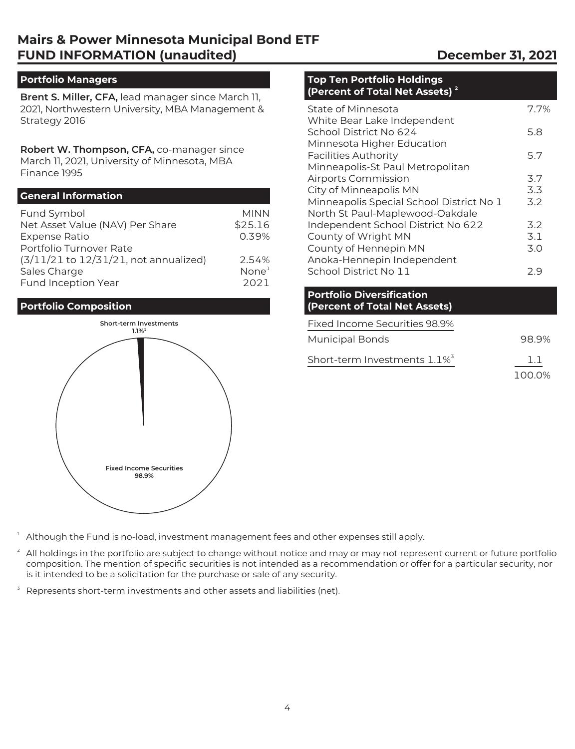# Mairs & Power Minnesota Municipal Bond ETF
# FUND INFORMATION (unaudited) — December 31, 2021

## Portfolio Managers

**Brent S. Miller, CFA,** lead manager since March 11, 2021, Northwestern University, MBA Management & Strategy 2016

**Robert W. Thompson, CFA,** co-manager since March 11, 2021, University of Minnesota, MBA Finance 1995

## General Information

| | |
|---|---|
| Fund Symbol | MINN |
| Net Asset Value (NAV) Per Share | $25.16 |
| Expense Ratio | 0.39% |
| Portfolio Turnover Rate (3/11/21 to 12/31/21, not annualized) | 2.54% |
| Sales Charge | None[1] |
| Fund Inception Year | 2021 |

## Portfolio Composition

Short-term Investments 1.1%[3]

Fixed Income Securities 98.9%

## Top Ten Portfolio Holdings (Percent of Total Net Assets) [2]

| | |
|---|---|
| State of Minnesota | 7.7% |
| White Bear Lake Independent School District No 624 | 5.8 |
| Minnesota Higher Education Facilities Authority | 5.7 |
| Minneapolis-St Paul Metropolitan Airports Commission | 3.7 |
| City of Minneapolis MN | 3.3 |
| Minneapolis Special School District No 1 | 3.2 |
| North St Paul-Maplewood-Oakdale Independent School District No 622 | 3.2 |
| County of Wright MN | 3.1 |
| County of Hennepin MN | 3.0 |
| Anoka-Hennepin Independent School District No 11 | 2.9 |

## Portfolio Diversification (Percent of Total Net Assets)

| | |
|---|---|
| Fixed Income Securities 98.9% | |
| Municipal Bonds | 98.9% |
| Short-term Investments 1.1%[3] | 1.1 |
| | 100.0% |

[1] Although the Fund is no-load, investment management fees and other expenses still apply.

[2] All holdings in the portfolio are subject to change without notice and may or may not represent current or future portfolio composition. The mention of specific securities is not intended as a recommendation or offer for a particular security, nor is it intended to be a solicitation for the purchase or sale of any security.

[3] Represents short-term investments and other assets and liabilities (net).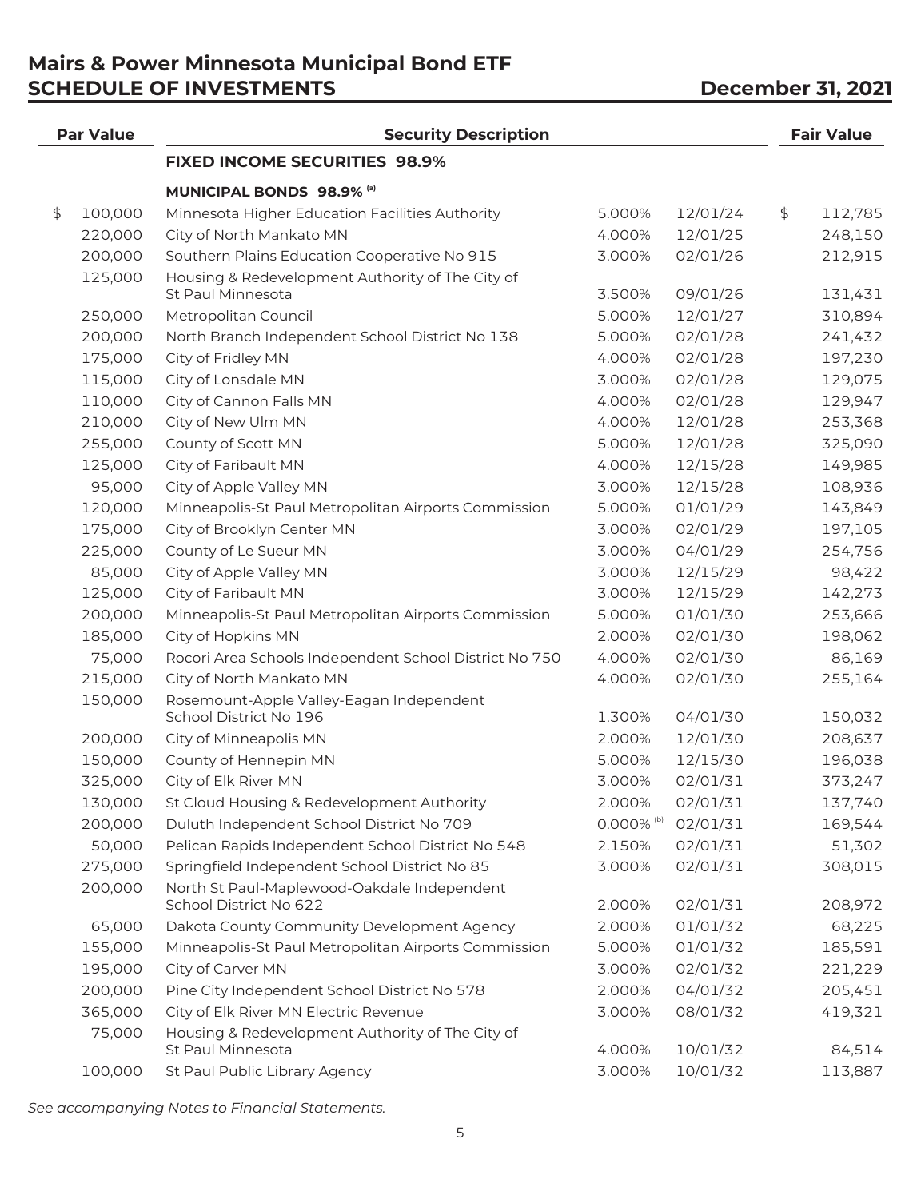# Mairs & Power Minnesota Municipal Bond ETF
## SCHEDULE OF INVESTMENTS — December 31, 2021

| Par Value | Security Description | | | Fair Value |
|---|---|---|---|---|
| | **FIXED INCOME SECURITIES 98.9%** | | | |
| | **MUNICIPAL BONDS 98.9%** [(a)] | | | |
| $ 100,000 | Minnesota Higher Education Facilities Authority | 5.000% | 12/01/24 | $ 112,785 |
| 220,000 | City of North Mankato MN | 4.000% | 12/01/25 | 248,150 |
| 200,000 | Southern Plains Education Cooperative No 915 | 3.000% | 02/01/26 | 212,915 |
| 125,000 | Housing & Redevelopment Authority of The City of St Paul Minnesota | 3.500% | 09/01/26 | 131,431 |
| 250,000 | Metropolitan Council | 5.000% | 12/01/27 | 310,894 |
| 200,000 | North Branch Independent School District No 138 | 5.000% | 02/01/28 | 241,432 |
| 175,000 | City of Fridley MN | 4.000% | 02/01/28 | 197,230 |
| 115,000 | City of Lonsdale MN | 3.000% | 02/01/28 | 129,075 |
| 110,000 | City of Cannon Falls MN | 4.000% | 02/01/28 | 129,947 |
| 210,000 | City of New Ulm MN | 4.000% | 12/01/28 | 253,368 |
| 255,000 | County of Scott MN | 5.000% | 12/01/28 | 325,090 |
| 125,000 | City of Faribault MN | 4.000% | 12/15/28 | 149,985 |
| 95,000 | City of Apple Valley MN | 3.000% | 12/15/28 | 108,936 |
| 120,000 | Minneapolis-St Paul Metropolitan Airports Commission | 5.000% | 01/01/29 | 143,849 |
| 175,000 | City of Brooklyn Center MN | 3.000% | 02/01/29 | 197,105 |
| 225,000 | County of Le Sueur MN | 3.000% | 04/01/29 | 254,756 |
| 85,000 | City of Apple Valley MN | 3.000% | 12/15/29 | 98,422 |
| 125,000 | City of Faribault MN | 3.000% | 12/15/29 | 142,273 |
| 200,000 | Minneapolis-St Paul Metropolitan Airports Commission | 5.000% | 01/01/30 | 253,666 |
| 185,000 | City of Hopkins MN | 2.000% | 02/01/30 | 198,062 |
| 75,000 | Rocori Area Schools Independent School District No 750 | 4.000% | 02/01/30 | 86,169 |
| 215,000 | City of North Mankato MN | 4.000% | 02/01/30 | 255,164 |
| 150,000 | Rosemount-Apple Valley-Eagan Independent School District No 196 | 1.300% | 04/01/30 | 150,032 |
| 200,000 | City of Minneapolis MN | 2.000% | 12/01/30 | 208,637 |
| 150,000 | County of Hennepin MN | 5.000% | 12/15/30 | 196,038 |
| 325,000 | City of Elk River MN | 3.000% | 02/01/31 | 373,247 |
| 130,000 | St Cloud Housing & Redevelopment Authority | 2.000% | 02/01/31 | 137,740 |
| 200,000 | Duluth Independent School District No 709 | 0.000% [(b)] | 02/01/31 | 169,544 |
| 50,000 | Pelican Rapids Independent School District No 548 | 2.150% | 02/01/31 | 51,302 |
| 275,000 | Springfield Independent School District No 85 | 3.000% | 02/01/31 | 308,015 |
| 200,000 | North St Paul-Maplewood-Oakdale Independent School District No 622 | 2.000% | 02/01/31 | 208,972 |
| 65,000 | Dakota County Community Development Agency | 2.000% | 01/01/32 | 68,225 |
| 155,000 | Minneapolis-St Paul Metropolitan Airports Commission | 5.000% | 01/01/32 | 185,591 |
| 195,000 | City of Carver MN | 3.000% | 02/01/32 | 221,229 |
| 200,000 | Pine City Independent School District No 578 | 2.000% | 04/01/32 | 205,451 |
| 365,000 | City of Elk River MN Electric Revenue | 3.000% | 08/01/32 | 419,321 |
| 75,000 | Housing & Redevelopment Authority of The City of St Paul Minnesota | 4.000% | 10/01/32 | 84,514 |
| 100,000 | St Paul Public Library Agency | 3.000% | 10/01/32 | 113,887 |

*See accompanying Notes to Financial Statements.*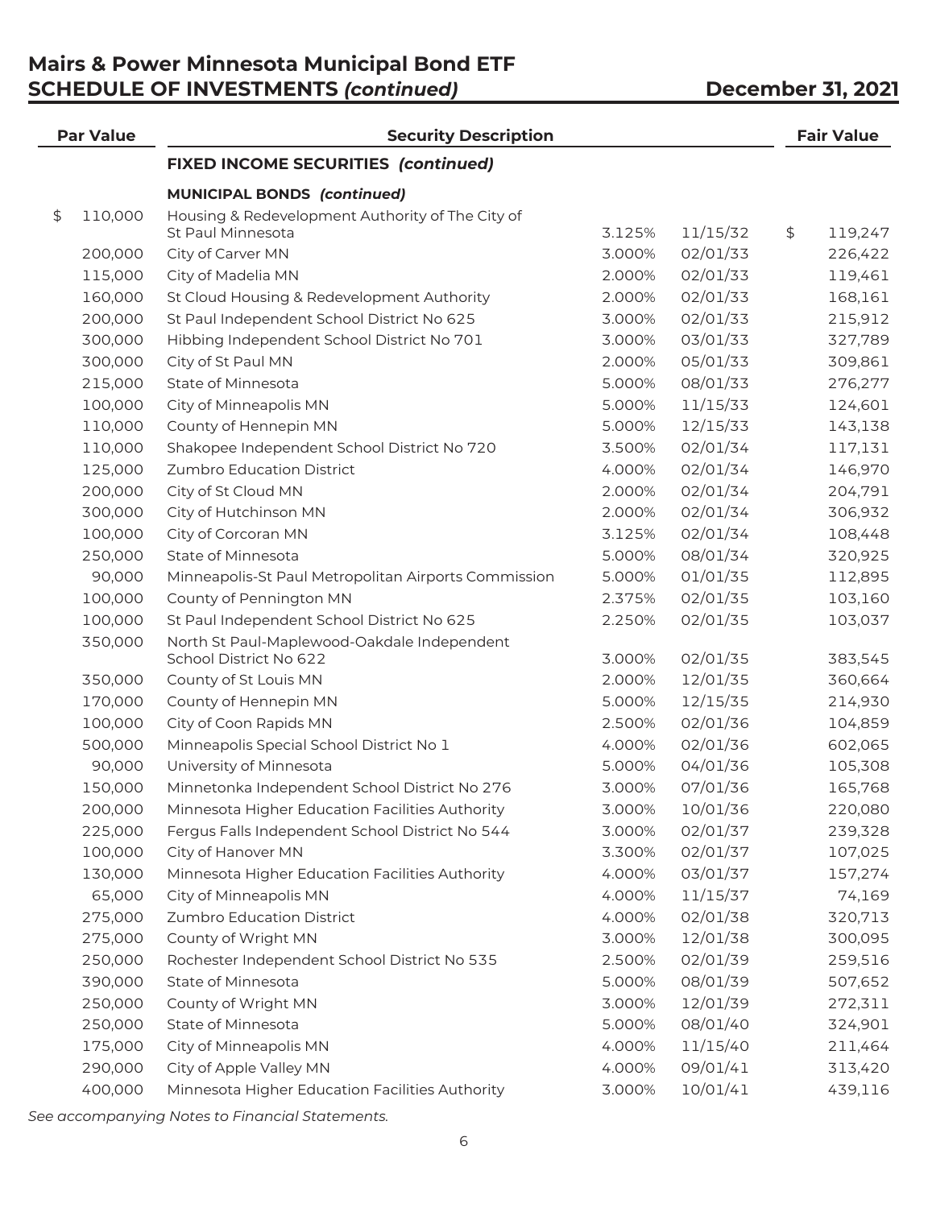# Mairs & Power Minnesota Municipal Bond ETF
## SCHEDULE OF INVESTMENTS *(continued)*

**December 31, 2021**

| Par Value | Security Description | | | Fair Value |
|---|---|---|---|---|
| | **FIXED INCOME SECURITIES *(continued)*** | | | |
| | **MUNICIPAL BONDS *(continued)*** | | | |
| $ 110,000 | Housing & Redevelopment Authority of The City of St Paul Minnesota | 3.125% | 11/15/32 | $ 119,247 |
| 200,000 | City of Carver MN | 3.000% | 02/01/33 | 226,422 |
| 115,000 | City of Madelia MN | 2.000% | 02/01/33 | 119,461 |
| 160,000 | St Cloud Housing & Redevelopment Authority | 2.000% | 02/01/33 | 168,161 |
| 200,000 | St Paul Independent School District No 625 | 3.000% | 02/01/33 | 215,912 |
| 300,000 | Hibbing Independent School District No 701 | 3.000% | 03/01/33 | 327,789 |
| 300,000 | City of St Paul MN | 2.000% | 05/01/33 | 309,861 |
| 215,000 | State of Minnesota | 5.000% | 08/01/33 | 276,277 |
| 100,000 | City of Minneapolis MN | 5.000% | 11/15/33 | 124,601 |
| 110,000 | County of Hennepin MN | 5.000% | 12/15/33 | 143,138 |
| 110,000 | Shakopee Independent School District No 720 | 3.500% | 02/01/34 | 117,131 |
| 125,000 | Zumbro Education District | 4.000% | 02/01/34 | 146,970 |
| 200,000 | City of St Cloud MN | 2.000% | 02/01/34 | 204,791 |
| 300,000 | City of Hutchinson MN | 2.000% | 02/01/34 | 306,932 |
| 100,000 | City of Corcoran MN | 3.125% | 02/01/34 | 108,448 |
| 250,000 | State of Minnesota | 5.000% | 08/01/34 | 320,925 |
| 90,000 | Minneapolis-St Paul Metropolitan Airports Commission | 5.000% | 01/01/35 | 112,895 |
| 100,000 | County of Pennington MN | 2.375% | 02/01/35 | 103,160 |
| 100,000 | St Paul Independent School District No 625 | 2.250% | 02/01/35 | 103,037 |
| 350,000 | North St Paul-Maplewood-Oakdale Independent School District No 622 | 3.000% | 02/01/35 | 383,545 |
| 350,000 | County of St Louis MN | 2.000% | 12/01/35 | 360,664 |
| 170,000 | County of Hennepin MN | 5.000% | 12/15/35 | 214,930 |
| 100,000 | City of Coon Rapids MN | 2.500% | 02/01/36 | 104,859 |
| 500,000 | Minneapolis Special School District No 1 | 4.000% | 02/01/36 | 602,065 |
| 90,000 | University of Minnesota | 5.000% | 04/01/36 | 105,308 |
| 150,000 | Minnetonka Independent School District No 276 | 3.000% | 07/01/36 | 165,768 |
| 200,000 | Minnesota Higher Education Facilities Authority | 3.000% | 10/01/36 | 220,080 |
| 225,000 | Fergus Falls Independent School District No 544 | 3.000% | 02/01/37 | 239,328 |
| 100,000 | City of Hanover MN | 3.300% | 02/01/37 | 107,025 |
| 130,000 | Minnesota Higher Education Facilities Authority | 4.000% | 03/01/37 | 157,274 |
| 65,000 | City of Minneapolis MN | 4.000% | 11/15/37 | 74,169 |
| 275,000 | Zumbro Education District | 4.000% | 02/01/38 | 320,713 |
| 275,000 | County of Wright MN | 3.000% | 12/01/38 | 300,095 |
| 250,000 | Rochester Independent School District No 535 | 2.500% | 02/01/39 | 259,516 |
| 390,000 | State of Minnesota | 5.000% | 08/01/39 | 507,652 |
| 250,000 | County of Wright MN | 3.000% | 12/01/39 | 272,311 |
| 250,000 | State of Minnesota | 5.000% | 08/01/40 | 324,901 |
| 175,000 | City of Minneapolis MN | 4.000% | 11/15/40 | 211,464 |
| 290,000 | City of Apple Valley MN | 4.000% | 09/01/41 | 313,420 |
| 400,000 | Minnesota Higher Education Facilities Authority | 3.000% | 10/01/41 | 439,116 |

*See accompanying Notes to Financial Statements.*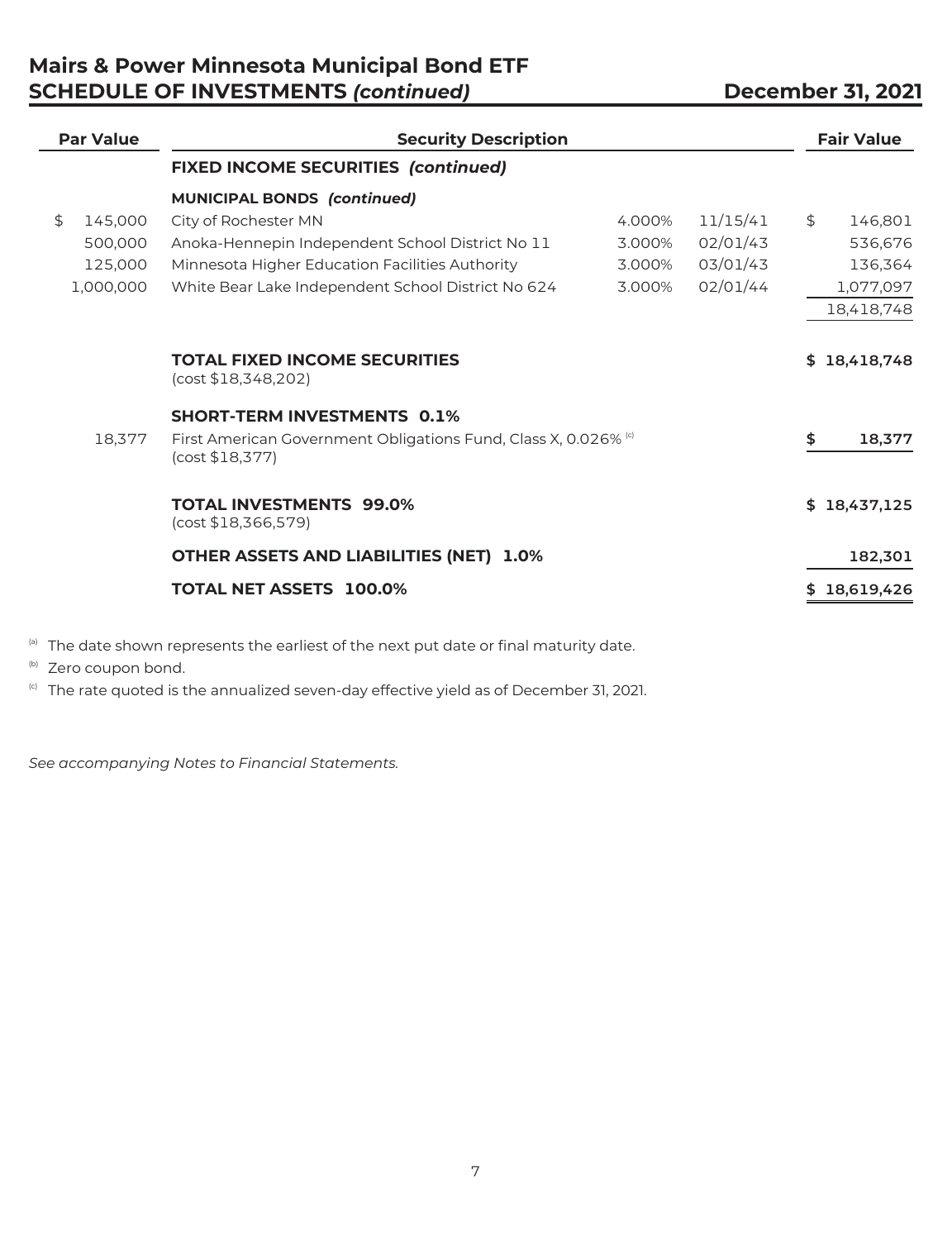# Mairs & Power Minnesota Municipal Bond ETF
## SCHEDULE OF INVESTMENTS *(continued)*

**December 31, 2021**

| Par Value | Security Description | | | Fair Value |
|---|---|---|---|---|
| | **FIXED INCOME SECURITIES *(continued)*** | | | |
| | **MUNICIPAL BONDS *(continued)*** | | | |
| $ 145,000 | City of Rochester MN | 4.000% | 11/15/41 | $ 146,801 |
| 500,000 | Anoka-Hennepin Independent School District No 11 | 3.000% | 02/01/43 | 536,676 |
| 125,000 | Minnesota Higher Education Facilities Authority | 3.000% | 03/01/43 | 136,364 |
| 1,000,000 | White Bear Lake Independent School District No 624 | 3.000% | 02/01/44 | 1,077,097 |
| | | | | 18,418,748 |
| | **TOTAL FIXED INCOME SECURITIES** (cost $18,348,202) | | | **$ 18,418,748** |
| | **SHORT-TERM INVESTMENTS 0.1%** | | | |
| 18,377 | First American Government Obligations Fund, Class X, 0.026% [c] (cost $18,377) | | | **$ 18,377** |
| | **TOTAL INVESTMENTS 99.0%** (cost $18,366,579) | | | **$ 18,437,125** |
| | **OTHER ASSETS AND LIABILITIES (NET) 1.0%** | | | **182,301** |
| | **TOTAL NET ASSETS 100.0%** | | | **$ 18,619,426** |

[a] The date shown represents the earliest of the next put date or final maturity date.

[b] Zero coupon bond.

[c] The rate quoted is the annualized seven-day effective yield as of December 31, 2021.

*See accompanying Notes to Financial Statements.*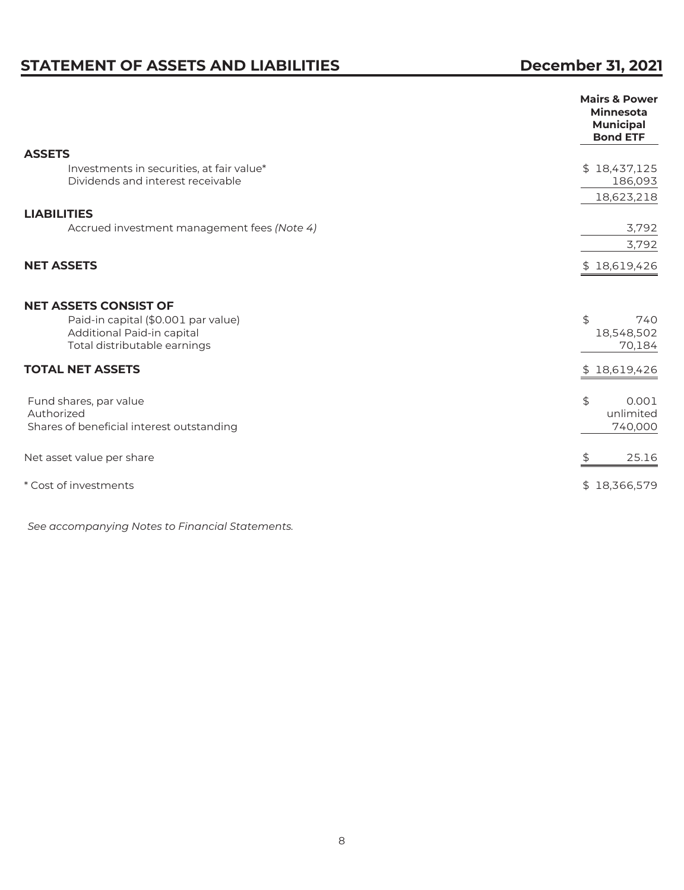# STATEMENT OF ASSETS AND LIABILITIES — December 31, 2021

| | Mairs & Power Minnesota Municipal Bond ETF |
|---|---|
| **ASSETS** | |
| Investments in securities, at fair value* | $ 18,437,125 |
| Dividends and interest receivable | 186,093 |
| | 18,623,218 |
| **LIABILITIES** | |
| Accrued investment management fees *(Note 4)* | 3,792 |
| | 3,792 |
| **NET ASSETS** | $ 18,619,426 |
| **NET ASSETS CONSIST OF** | |
| Paid-in capital ($0.001 par value) | $ 740 |
| Additional Paid-in capital | 18,548,502 |
| Total distributable earnings | 70,184 |
| **TOTAL NET ASSETS** | $ 18,619,426 |
| Fund shares, par value | $ 0.001 |
| Authorized | unlimited |
| Shares of beneficial interest outstanding | 740,000 |
| Net asset value per share | $ 25.16 |
| * Cost of investments | $ 18,366,579 |

*See accompanying Notes to Financial Statements.*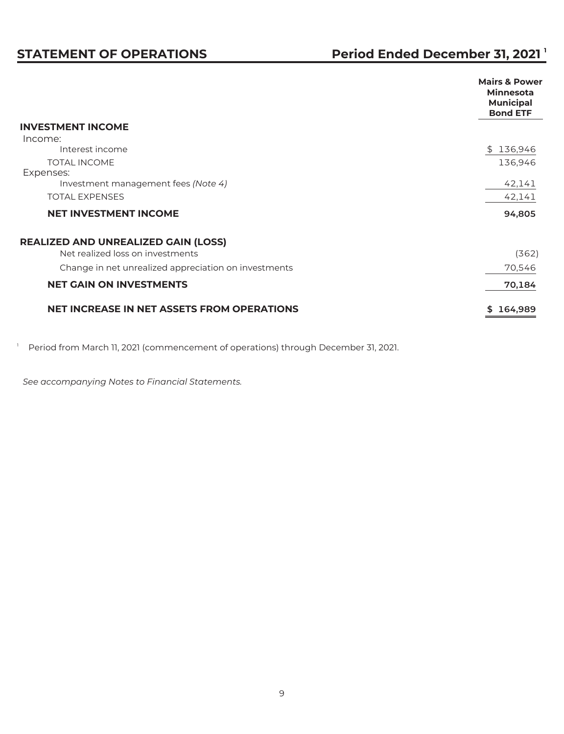# STATEMENT OF OPERATIONS

## Period Ended December 31, 2021 [1]

| | Mairs & Power Minnesota Municipal Bond ETF |
|---|---|
| **INVESTMENT INCOME** | |
| Income: | |
| Interest income | $ 136,946 |
| TOTAL INCOME | 136,946 |
| Expenses: | |
| Investment management fees *(Note 4)* | 42,141 |
| TOTAL EXPENSES | 42,141 |
| **NET INVESTMENT INCOME** | **94,805** |
| **REALIZED AND UNREALIZED GAIN (LOSS)** | |
| Net realized loss on investments | (362) |
| Change in net unrealized appreciation on investments | 70,546 |
| **NET GAIN ON INVESTMENTS** | **70,184** |
| **NET INCREASE IN NET ASSETS FROM OPERATIONS** | **$ 164,989** |

[1] Period from March 11, 2021 (commencement of operations) through December 31, 2021.

*See accompanying Notes to Financial Statements.*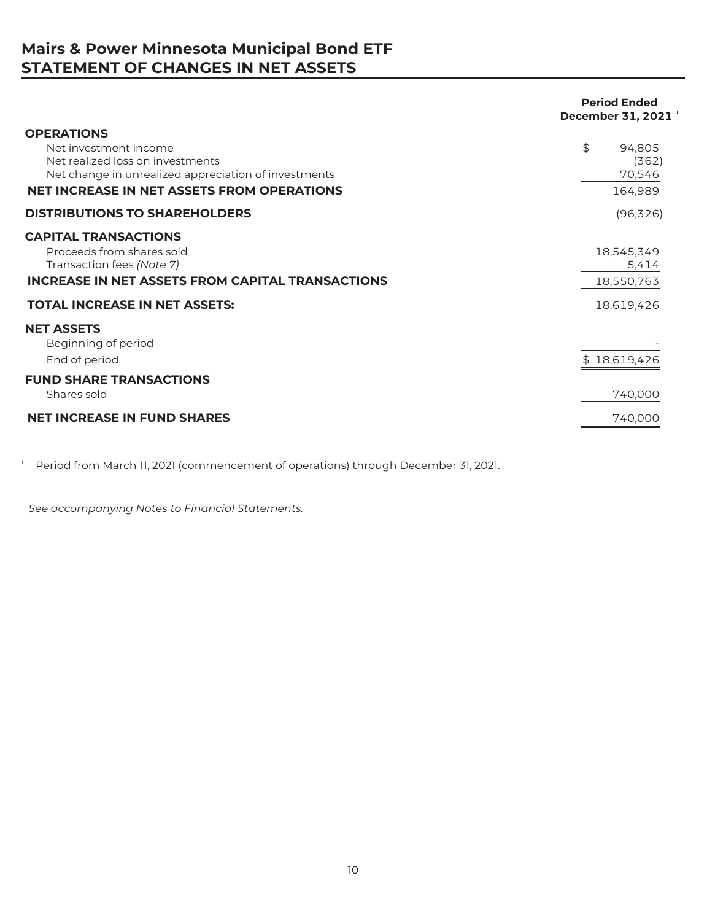# Mairs & Power Minnesota Municipal Bond ETF
# STATEMENT OF CHANGES IN NET ASSETS

| | Period Ended December 31, 2021 [1] |
|---|---|
| **OPERATIONS** | |
| Net investment income | $ 94,805 |
| Net realized loss on investments | (362) |
| Net change in unrealized appreciation of investments | 70,546 |
| **NET INCREASE IN NET ASSETS FROM OPERATIONS** | 164,989 |
| **DISTRIBUTIONS TO SHAREHOLDERS** | (96,326) |
| **CAPITAL TRANSACTIONS** | |
| Proceeds from shares sold | 18,545,349 |
| Transaction fees *(Note 7)* | 5,414 |
| **INCREASE IN NET ASSETS FROM CAPITAL TRANSACTIONS** | 18,550,763 |
| **TOTAL INCREASE IN NET ASSETS:** | 18,619,426 |
| **NET ASSETS** | |
| Beginning of period | - |
| End of period | $ 18,619,426 |
| **FUND SHARE TRANSACTIONS** | |
| Shares sold | 740,000 |
| **NET INCREASE IN FUND SHARES** | 740,000 |

[1] Period from March 11, 2021 (commencement of operations) through December 31, 2021.

*See accompanying Notes to Financial Statements.*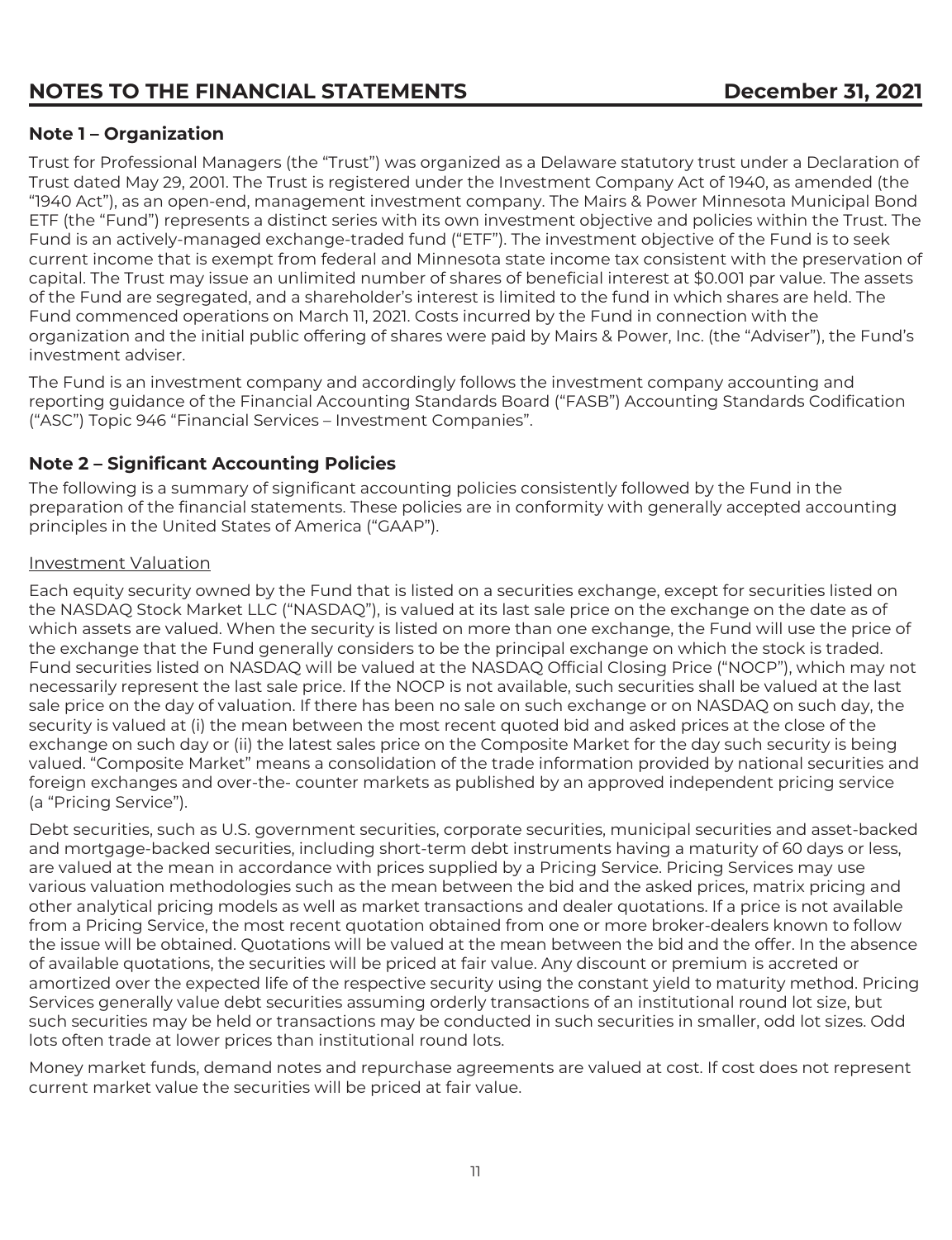# NOTES TO THE FINANCIAL STATEMENTS — December 31, 2021

## Note 1 – Organization

Trust for Professional Managers (the "Trust") was organized as a Delaware statutory trust under a Declaration of Trust dated May 29, 2001. The Trust is registered under the Investment Company Act of 1940, as amended (the "1940 Act"), as an open-end, management investment company. The Mairs & Power Minnesota Municipal Bond ETF (the "Fund") represents a distinct series with its own investment objective and policies within the Trust. The Fund is an actively-managed exchange-traded fund ("ETF"). The investment objective of the Fund is to seek current income that is exempt from federal and Minnesota state income tax consistent with the preservation of capital. The Trust may issue an unlimited number of shares of beneficial interest at $0.001 par value. The assets of the Fund are segregated, and a shareholder's interest is limited to the fund in which shares are held. The Fund commenced operations on March 11, 2021. Costs incurred by the Fund in connection with the organization and the initial public offering of shares were paid by Mairs & Power, Inc. (the "Adviser"), the Fund's investment adviser.

The Fund is an investment company and accordingly follows the investment company accounting and reporting guidance of the Financial Accounting Standards Board ("FASB") Accounting Standards Codification ("ASC") Topic 946 "Financial Services – Investment Companies".

## Note 2 – Significant Accounting Policies

The following is a summary of significant accounting policies consistently followed by the Fund in the preparation of the financial statements. These policies are in conformity with generally accepted accounting principles in the United States of America ("GAAP").

### Investment Valuation

Each equity security owned by the Fund that is listed on a securities exchange, except for securities listed on the NASDAQ Stock Market LLC ("NASDAQ"), is valued at its last sale price on the exchange on the date as of which assets are valued. When the security is listed on more than one exchange, the Fund will use the price of the exchange that the Fund generally considers to be the principal exchange on which the stock is traded. Fund securities listed on NASDAQ will be valued at the NASDAQ Official Closing Price ("NOCP"), which may not necessarily represent the last sale price. If the NOCP is not available, such securities shall be valued at the last sale price on the day of valuation. If there has been no sale on such exchange or on NASDAQ on such day, the security is valued at (i) the mean between the most recent quoted bid and asked prices at the close of the exchange on such day or (ii) the latest sales price on the Composite Market for the day such security is being valued. "Composite Market" means a consolidation of the trade information provided by national securities and foreign exchanges and over-the- counter markets as published by an approved independent pricing service (a "Pricing Service").

Debt securities, such as U.S. government securities, corporate securities, municipal securities and asset-backed and mortgage-backed securities, including short-term debt instruments having a maturity of 60 days or less, are valued at the mean in accordance with prices supplied by a Pricing Service. Pricing Services may use various valuation methodologies such as the mean between the bid and the asked prices, matrix pricing and other analytical pricing models as well as market transactions and dealer quotations. If a price is not available from a Pricing Service, the most recent quotation obtained from one or more broker-dealers known to follow the issue will be obtained. Quotations will be valued at the mean between the bid and the offer. In the absence of available quotations, the securities will be priced at fair value. Any discount or premium is accreted or amortized over the expected life of the respective security using the constant yield to maturity method. Pricing Services generally value debt securities assuming orderly transactions of an institutional round lot size, but such securities may be held or transactions may be conducted in such securities in smaller, odd lot sizes. Odd lots often trade at lower prices than institutional round lots.

Money market funds, demand notes and repurchase agreements are valued at cost. If cost does not represent current market value the securities will be priced at fair value.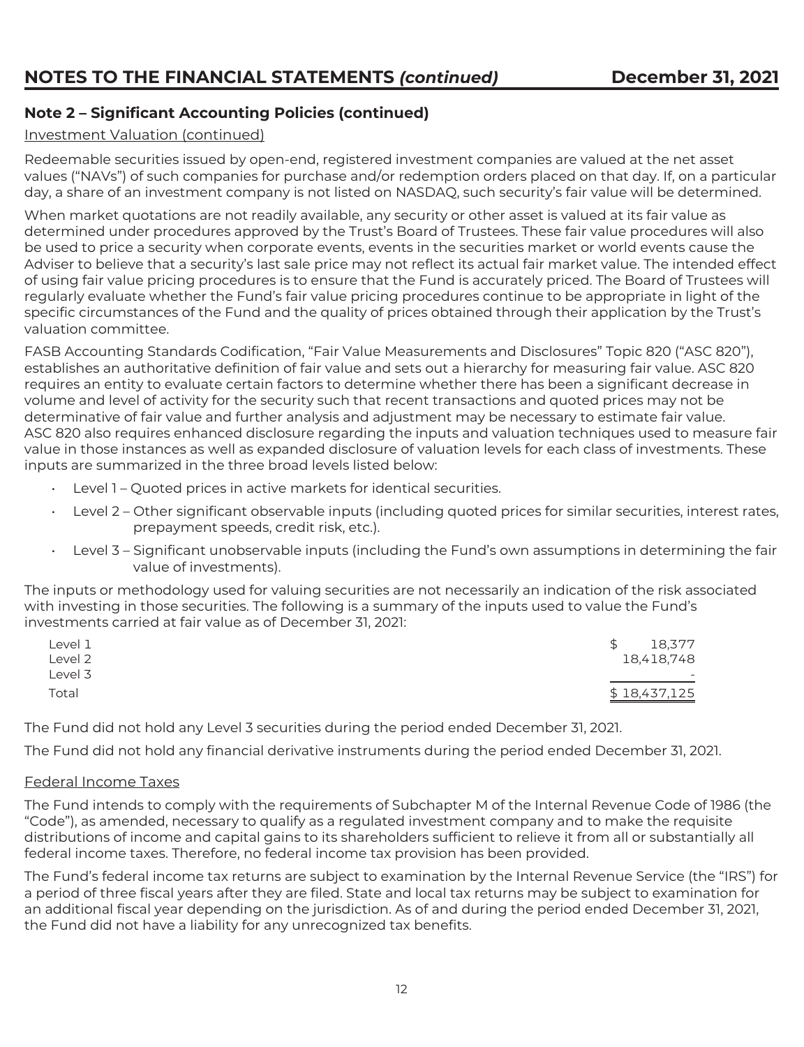## Note 2 – Significant Accounting Policies (continued)

Investment Valuation (continued)

Redeemable securities issued by open-end, registered investment companies are valued at the net asset values ("NAVs") of such companies for purchase and/or redemption orders placed on that day. If, on a particular day, a share of an investment company is not listed on NASDAQ, such security's fair value will be determined.

When market quotations are not readily available, any security or other asset is valued at its fair value as determined under procedures approved by the Trust's Board of Trustees. These fair value procedures will also be used to price a security when corporate events, events in the securities market or world events cause the Adviser to believe that a security's last sale price may not reflect its actual fair market value. The intended effect of using fair value pricing procedures is to ensure that the Fund is accurately priced. The Board of Trustees will regularly evaluate whether the Fund's fair value pricing procedures continue to be appropriate in light of the specific circumstances of the Fund and the quality of prices obtained through their application by the Trust's valuation committee.

FASB Accounting Standards Codification, "Fair Value Measurements and Disclosures" Topic 820 ("ASC 820"), establishes an authoritative definition of fair value and sets out a hierarchy for measuring fair value. ASC 820 requires an entity to evaluate certain factors to determine whether there has been a significant decrease in volume and level of activity for the security such that recent transactions and quoted prices may not be determinative of fair value and further analysis and adjustment may be necessary to estimate fair value. ASC 820 also requires enhanced disclosure regarding the inputs and valuation techniques used to measure fair value in those instances as well as expanded disclosure of valuation levels for each class of investments. These inputs are summarized in the three broad levels listed below:

- Level 1 – Quoted prices in active markets for identical securities.
- Level 2 – Other significant observable inputs (including quoted prices for similar securities, interest rates, prepayment speeds, credit risk, etc.).
- Level 3 – Significant unobservable inputs (including the Fund's own assumptions in determining the fair value of investments).

The inputs or methodology used for valuing securities are not necessarily an indication of the risk associated with investing in those securities. The following is a summary of the inputs used to value the Fund's investments carried at fair value as of December 31, 2021:

| | |
|---|---|
| Level 1 | $ 18,377 |
| Level 2 | 18,418,748 |
| Level 3 | - |
| Total | $ 18,437,125 |

The Fund did not hold any Level 3 securities during the period ended December 31, 2021.

The Fund did not hold any financial derivative instruments during the period ended December 31, 2021.

Federal Income Taxes

The Fund intends to comply with the requirements of Subchapter M of the Internal Revenue Code of 1986 (the "Code"), as amended, necessary to qualify as a regulated investment company and to make the requisite distributions of income and capital gains to its shareholders sufficient to relieve it from all or substantially all federal income taxes. Therefore, no federal income tax provision has been provided.

The Fund's federal income tax returns are subject to examination by the Internal Revenue Service (the "IRS") for a period of three fiscal years after they are filed. State and local tax returns may be subject to examination for an additional fiscal year depending on the jurisdiction. As of and during the period ended December 31, 2021, the Fund did not have a liability for any unrecognized tax benefits.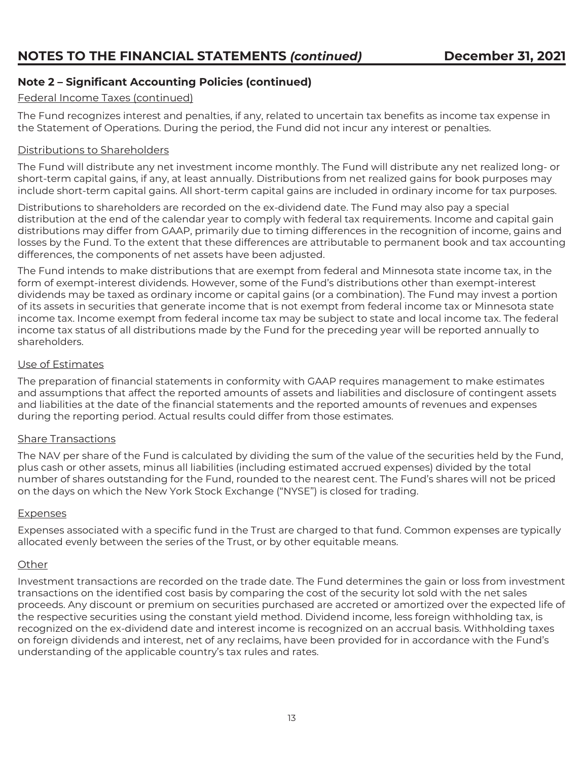## Note 2 – Significant Accounting Policies (continued)

Federal Income Taxes (continued)

The Fund recognizes interest and penalties, if any, related to uncertain tax benefits as income tax expense in the Statement of Operations. During the period, the Fund did not incur any interest or penalties.

Distributions to Shareholders

The Fund will distribute any net investment income monthly. The Fund will distribute any net realized long- or short-term capital gains, if any, at least annually. Distributions from net realized gains for book purposes may include short-term capital gains. All short-term capital gains are included in ordinary income for tax purposes.

Distributions to shareholders are recorded on the ex-dividend date. The Fund may also pay a special distribution at the end of the calendar year to comply with federal tax requirements. Income and capital gain distributions may differ from GAAP, primarily due to timing differences in the recognition of income, gains and losses by the Fund. To the extent that these differences are attributable to permanent book and tax accounting differences, the components of net assets have been adjusted.

The Fund intends to make distributions that are exempt from federal and Minnesota state income tax, in the form of exempt-interest dividends. However, some of the Fund's distributions other than exempt-interest dividends may be taxed as ordinary income or capital gains (or a combination). The Fund may invest a portion of its assets in securities that generate income that is not exempt from federal income tax or Minnesota state income tax. Income exempt from federal income tax may be subject to state and local income tax. The federal income tax status of all distributions made by the Fund for the preceding year will be reported annually to shareholders.

Use of Estimates

The preparation of financial statements in conformity with GAAP requires management to make estimates and assumptions that affect the reported amounts of assets and liabilities and disclosure of contingent assets and liabilities at the date of the financial statements and the reported amounts of revenues and expenses during the reporting period. Actual results could differ from those estimates.

Share Transactions

The NAV per share of the Fund is calculated by dividing the sum of the value of the securities held by the Fund, plus cash or other assets, minus all liabilities (including estimated accrued expenses) divided by the total number of shares outstanding for the Fund, rounded to the nearest cent. The Fund's shares will not be priced on the days on which the New York Stock Exchange ("NYSE") is closed for trading.

Expenses

Expenses associated with a specific fund in the Trust are charged to that fund. Common expenses are typically allocated evenly between the series of the Trust, or by other equitable means.

Other

Investment transactions are recorded on the trade date. The Fund determines the gain or loss from investment transactions on the identified cost basis by comparing the cost of the security lot sold with the net sales proceeds. Any discount or premium on securities purchased are accreted or amortized over the expected life of the respective securities using the constant yield method. Dividend income, less foreign withholding tax, is recognized on the ex-dividend date and interest income is recognized on an accrual basis. Withholding taxes on foreign dividends and interest, net of any reclaims, have been provided for in accordance with the Fund's understanding of the applicable country's tax rules and rates.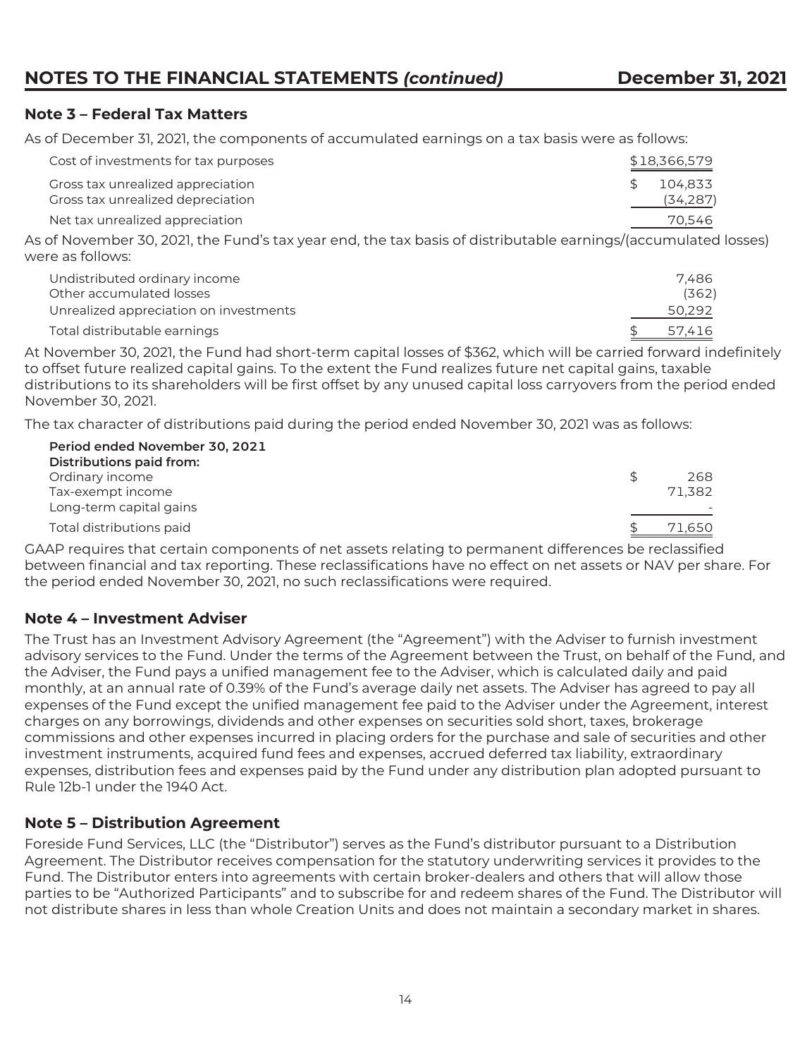# NOTES TO THE FINANCIAL STATEMENTS *(continued)* December 31, 2021

## Note 3 – Federal Tax Matters

As of December 31, 2021, the components of accumulated earnings on a tax basis were as follows:

| | |
|---|---|
| Cost of investments for tax purposes | $18,366,579 |
| Gross tax unrealized appreciation | $ 104,833 |
| Gross tax unrealized depreciation | (34,287) |
| Net tax unrealized appreciation | 70,546 |

As of November 30, 2021, the Fund's tax year end, the tax basis of distributable earnings/(accumulated losses) were as follows:

| | |
|---|---|
| Undistributed ordinary income | 7,486 |
| Other accumulated losses | (362) |
| Unrealized appreciation on investments | 50,292 |
| Total distributable earnings | $ 57,416 |

At November 30, 2021, the Fund had short-term capital losses of $362, which will be carried forward indefinitely to offset future realized capital gains. To the extent the Fund realizes future net capital gains, taxable distributions to its shareholders will be first offset by any unused capital loss carryovers from the period ended November 30, 2021.

The tax character of distributions paid during the period ended November 30, 2021 was as follows:

| **Period ended November 30, 2021** | |
|---|---|
| **Distributions paid from:** | |
| Ordinary income | $ 268 |
| Tax-exempt income | 71,382 |
| Long-term capital gains | - |
| Total distributions paid | $ 71,650 |

GAAP requires that certain components of net assets relating to permanent differences be reclassified between financial and tax reporting. These reclassifications have no effect on net assets or NAV per share. For the period ended November 30, 2021, no such reclassifications were required.

## Note 4 – Investment Adviser

The Trust has an Investment Advisory Agreement (the "Agreement") with the Adviser to furnish investment advisory services to the Fund. Under the terms of the Agreement between the Trust, on behalf of the Fund, and the Adviser, the Fund pays a unified management fee to the Adviser, which is calculated daily and paid monthly, at an annual rate of 0.39% of the Fund's average daily net assets. The Adviser has agreed to pay all expenses of the Fund except the unified management fee paid to the Adviser under the Agreement, interest charges on any borrowings, dividends and other expenses on securities sold short, taxes, brokerage commissions and other expenses incurred in placing orders for the purchase and sale of securities and other investment instruments, acquired fund fees and expenses, accrued deferred tax liability, extraordinary expenses, distribution fees and expenses paid by the Fund under any distribution plan adopted pursuant to Rule 12b-1 under the 1940 Act.

## Note 5 – Distribution Agreement

Foreside Fund Services, LLC (the "Distributor") serves as the Fund's distributor pursuant to a Distribution Agreement. The Distributor receives compensation for the statutory underwriting services it provides to the Fund. The Distributor enters into agreements with certain broker-dealers and others that will allow those parties to be "Authorized Participants" and to subscribe for and redeem shares of the Fund. The Distributor will not distribute shares in less than whole Creation Units and does not maintain a secondary market in shares.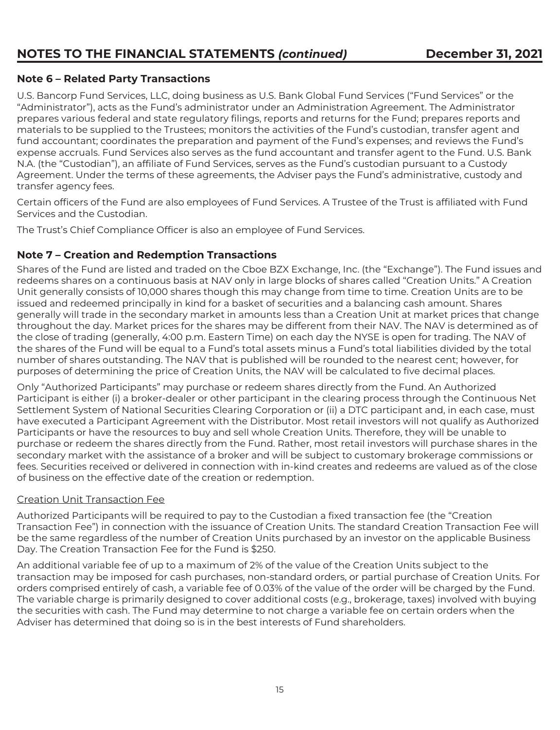## Note 6 – Related Party Transactions

U.S. Bancorp Fund Services, LLC, doing business as U.S. Bank Global Fund Services ("Fund Services" or the "Administrator"), acts as the Fund's administrator under an Administration Agreement. The Administrator prepares various federal and state regulatory filings, reports and returns for the Fund; prepares reports and materials to be supplied to the Trustees; monitors the activities of the Fund's custodian, transfer agent and fund accountant; coordinates the preparation and payment of the Fund's expenses; and reviews the Fund's expense accruals. Fund Services also serves as the fund accountant and transfer agent to the Fund. U.S. Bank N.A. (the "Custodian"), an affiliate of Fund Services, serves as the Fund's custodian pursuant to a Custody Agreement. Under the terms of these agreements, the Adviser pays the Fund's administrative, custody and transfer agency fees.

Certain officers of the Fund are also employees of Fund Services. A Trustee of the Trust is affiliated with Fund Services and the Custodian.

The Trust's Chief Compliance Officer is also an employee of Fund Services.

## Note 7 – Creation and Redemption Transactions

Shares of the Fund are listed and traded on the Cboe BZX Exchange, Inc. (the "Exchange"). The Fund issues and redeems shares on a continuous basis at NAV only in large blocks of shares called "Creation Units." A Creation Unit generally consists of 10,000 shares though this may change from time to time. Creation Units are to be issued and redeemed principally in kind for a basket of securities and a balancing cash amount. Shares generally will trade in the secondary market in amounts less than a Creation Unit at market prices that change throughout the day. Market prices for the shares may be different from their NAV. The NAV is determined as of the close of trading (generally, 4:00 p.m. Eastern Time) on each day the NYSE is open for trading. The NAV of the shares of the Fund will be equal to a Fund's total assets minus a Fund's total liabilities divided by the total number of shares outstanding. The NAV that is published will be rounded to the nearest cent; however, for purposes of determining the price of Creation Units, the NAV will be calculated to five decimal places.

Only "Authorized Participants" may purchase or redeem shares directly from the Fund. An Authorized Participant is either (i) a broker-dealer or other participant in the clearing process through the Continuous Net Settlement System of National Securities Clearing Corporation or (ii) a DTC participant and, in each case, must have executed a Participant Agreement with the Distributor. Most retail investors will not qualify as Authorized Participants or have the resources to buy and sell whole Creation Units. Therefore, they will be unable to purchase or redeem the shares directly from the Fund. Rather, most retail investors will purchase shares in the secondary market with the assistance of a broker and will be subject to customary brokerage commissions or fees. Securities received or delivered in connection with in-kind creates and redeems are valued as of the close of business on the effective date of the creation or redemption.

### Creation Unit Transaction Fee

Authorized Participants will be required to pay to the Custodian a fixed transaction fee (the "Creation Transaction Fee") in connection with the issuance of Creation Units. The standard Creation Transaction Fee will be the same regardless of the number of Creation Units purchased by an investor on the applicable Business Day. The Creation Transaction Fee for the Fund is $250.

An additional variable fee of up to a maximum of 2% of the value of the Creation Units subject to the transaction may be imposed for cash purchases, non-standard orders, or partial purchase of Creation Units. For orders comprised entirely of cash, a variable fee of 0.03% of the value of the order will be charged by the Fund. The variable charge is primarily designed to cover additional costs (e.g., brokerage, taxes) involved with buying the securities with cash. The Fund may determine to not charge a variable fee on certain orders when the Adviser has determined that doing so is in the best interests of Fund shareholders.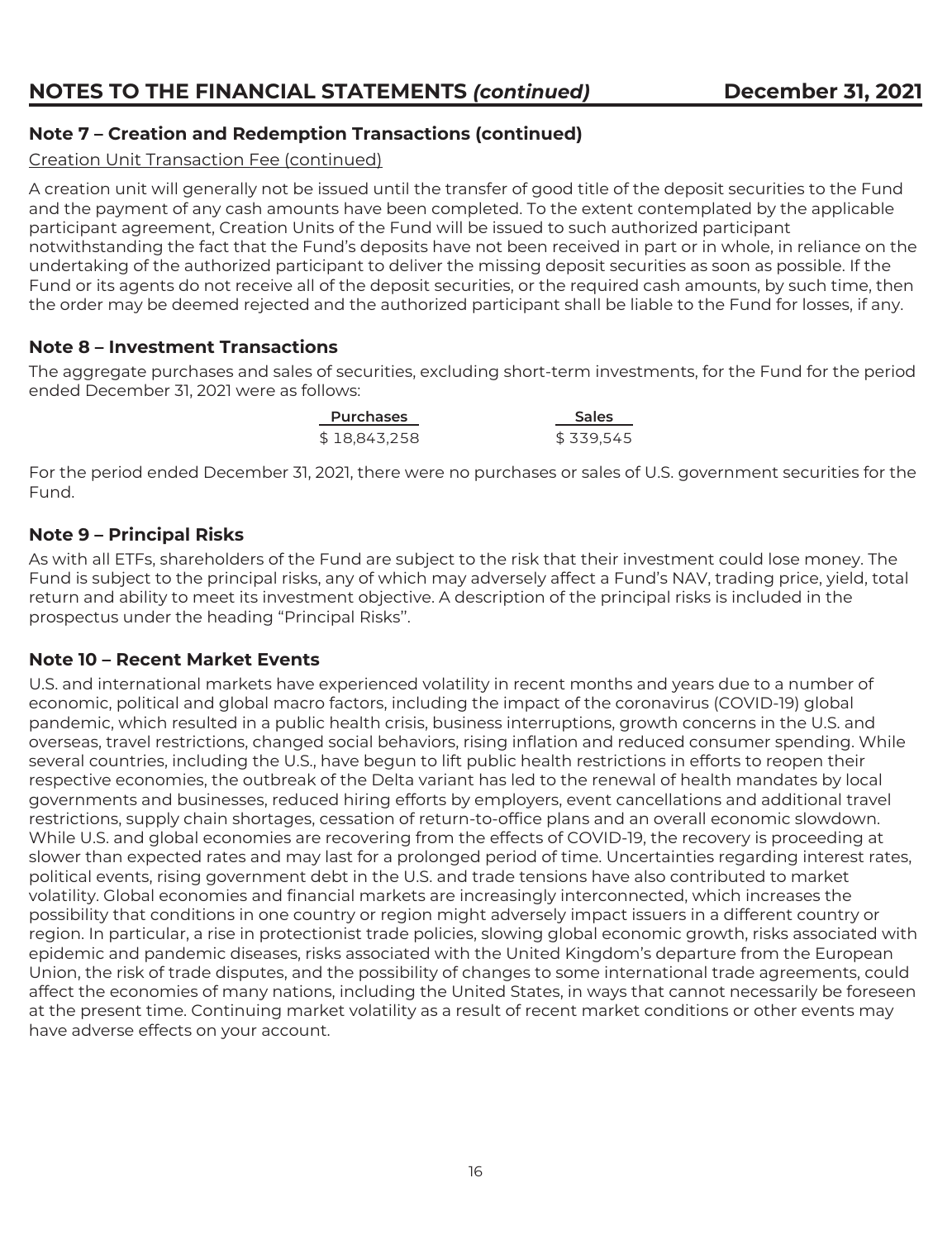## NOTES TO THE FINANCIAL STATEMENTS *(continued)* December 31, 2021

### Note 7 – Creation and Redemption Transactions (continued)

Creation Unit Transaction Fee (continued)

A creation unit will generally not be issued until the transfer of good title of the deposit securities to the Fund and the payment of any cash amounts have been completed. To the extent contemplated by the applicable participant agreement, Creation Units of the Fund will be issued to such authorized participant notwithstanding the fact that the Fund's deposits have not been received in part or in whole, in reliance on the undertaking of the authorized participant to deliver the missing deposit securities as soon as possible. If the Fund or its agents do not receive all of the deposit securities, or the required cash amounts, by such time, then the order may be deemed rejected and the authorized participant shall be liable to the Fund for losses, if any.

### Note 8 – Investment Transactions

The aggregate purchases and sales of securities, excluding short-term investments, for the Fund for the period ended December 31, 2021 were as follows:

| Purchases | Sales |
|---|---|
| $ 18,843,258 | $ 339,545 |

For the period ended December 31, 2021, there were no purchases or sales of U.S. government securities for the Fund.

### Note 9 – Principal Risks

As with all ETFs, shareholders of the Fund are subject to the risk that their investment could lose money. The Fund is subject to the principal risks, any of which may adversely affect a Fund's NAV, trading price, yield, total return and ability to meet its investment objective. A description of the principal risks is included in the prospectus under the heading "Principal Risks".

### Note 10 – Recent Market Events

U.S. and international markets have experienced volatility in recent months and years due to a number of economic, political and global macro factors, including the impact of the coronavirus (COVID-19) global pandemic, which resulted in a public health crisis, business interruptions, growth concerns in the U.S. and overseas, travel restrictions, changed social behaviors, rising inflation and reduced consumer spending. While several countries, including the U.S., have begun to lift public health restrictions in efforts to reopen their respective economies, the outbreak of the Delta variant has led to the renewal of health mandates by local governments and businesses, reduced hiring efforts by employers, event cancellations and additional travel restrictions, supply chain shortages, cessation of return-to-office plans and an overall economic slowdown. While U.S. and global economies are recovering from the effects of COVID-19, the recovery is proceeding at slower than expected rates and may last for a prolonged period of time. Uncertainties regarding interest rates, political events, rising government debt in the U.S. and trade tensions have also contributed to market volatility. Global economies and financial markets are increasingly interconnected, which increases the possibility that conditions in one country or region might adversely impact issuers in a different country or region. In particular, a rise in protectionist trade policies, slowing global economic growth, risks associated with epidemic and pandemic diseases, risks associated with the United Kingdom's departure from the European Union, the risk of trade disputes, and the possibility of changes to some international trade agreements, could affect the economies of many nations, including the United States, in ways that cannot necessarily be foreseen at the present time. Continuing market volatility as a result of recent market conditions or other events may have adverse effects on your account.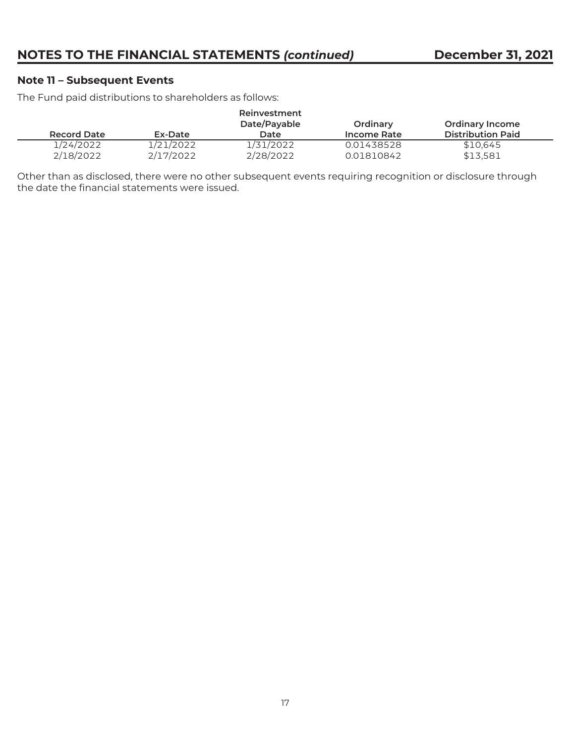### Note 11 – Subsequent Events

The Fund paid distributions to shareholders as follows:

| Record Date | Ex-Date | Reinvestment Date/Payable Date | Ordinary Income Rate | Ordinary Income Distribution Paid |
|---|---|---|---|---|
| 1/24/2022 | 1/21/2022 | 1/31/2022 | 0.01438528 | $10,645 |
| 2/18/2022 | 2/17/2022 | 2/28/2022 | 0.01810842 | $13,581 |

Other than as disclosed, there were no other subsequent events requiring recognition or disclosure through the date the financial statements were issued.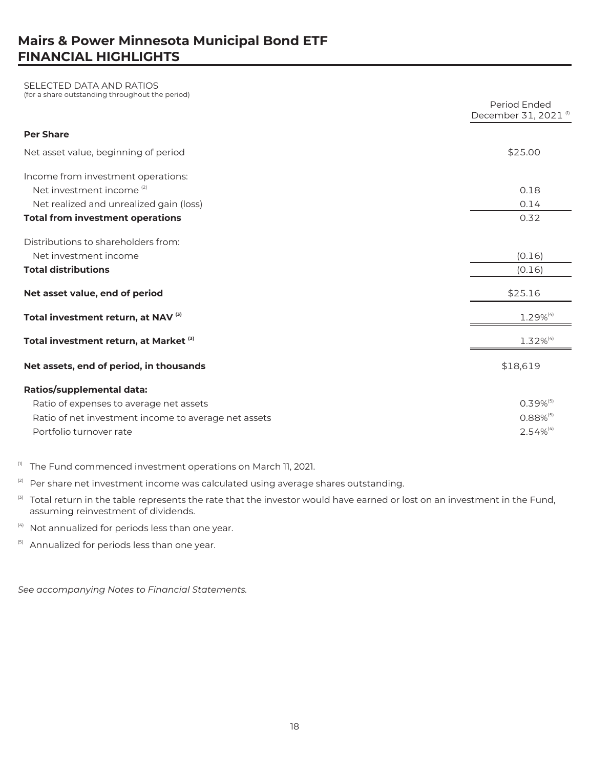# Mairs & Power Minnesota Municipal Bond ETF
# FINANCIAL HIGHLIGHTS

SELECTED DATA AND RATIOS
(for a share outstanding throughout the period)

| | Period Ended December 31, 2021 [1] |
|---|---|
| **Per Share** | |
| Net asset value, beginning of period | $25.00 |
| Income from investment operations: | |
| Net investment income [2] | 0.18 |
| Net realized and unrealized gain (loss) | 0.14 |
| **Total from investment operations** | 0.32 |
| Distributions to shareholders from: | |
| Net investment income | (0.16) |
| **Total distributions** | (0.16) |
| **Net asset value, end of period** | $25.16 |
| **Total investment return, at NAV [3]** | 1.29%[4] |
| **Total investment return, at Market [3]** | 1.32%[4] |
| **Net assets, end of period, in thousands** | $18,619 |
| **Ratios/supplemental data:** | |
| Ratio of expenses to average net assets | 0.39%[5] |
| Ratio of net investment income to average net assets | 0.88%[5] |
| Portfolio turnover rate | 2.54%[4] |

[1] The Fund commenced investment operations on March 11, 2021.

[2] Per share net investment income was calculated using average shares outstanding.

[3] Total return in the table represents the rate that the investor would have earned or lost on an investment in the Fund, assuming reinvestment of dividends.

[4] Not annualized for periods less than one year.

[5] Annualized for periods less than one year.

*See accompanying Notes to Financial Statements.*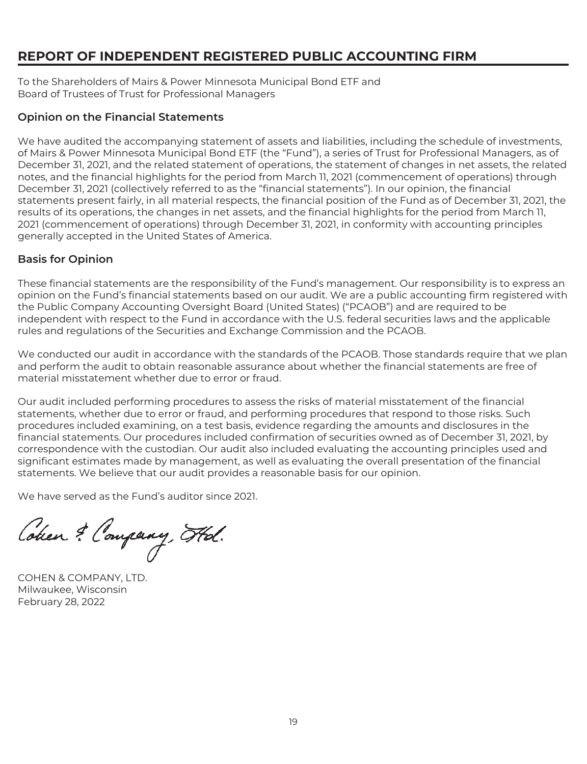# REPORT OF INDEPENDENT REGISTERED PUBLIC ACCOUNTING FIRM

To the Shareholders of Mairs & Power Minnesota Municipal Bond ETF and
Board of Trustees of Trust for Professional Managers

## Opinion on the Financial Statements

We have audited the accompanying statement of assets and liabilities, including the schedule of investments, of Mairs & Power Minnesota Municipal Bond ETF (the "Fund"), a series of Trust for Professional Managers, as of December 31, 2021, and the related statement of operations, the statement of changes in net assets, the related notes, and the financial highlights for the period from March 11, 2021 (commencement of operations) through December 31, 2021 (collectively referred to as the "financial statements"). In our opinion, the financial statements present fairly, in all material respects, the financial position of the Fund as of December 31, 2021, the results of its operations, the changes in net assets, and the financial highlights for the period from March 11, 2021 (commencement of operations) through December 31, 2021, in conformity with accounting principles generally accepted in the United States of America.

## Basis for Opinion

These financial statements are the responsibility of the Fund's management. Our responsibility is to express an opinion on the Fund's financial statements based on our audit. We are a public accounting firm registered with the Public Company Accounting Oversight Board (United States) ("PCAOB") and are required to be independent with respect to the Fund in accordance with the U.S. federal securities laws and the applicable rules and regulations of the Securities and Exchange Commission and the PCAOB.

We conducted our audit in accordance with the standards of the PCAOB. Those standards require that we plan and perform the audit to obtain reasonable assurance about whether the financial statements are free of material misstatement whether due to error or fraud.

Our audit included performing procedures to assess the risks of material misstatement of the financial statements, whether due to error or fraud, and performing procedures that respond to those risks. Such procedures included examining, on a test basis, evidence regarding the amounts and disclosures in the financial statements. Our procedures included confirmation of securities owned as of December 31, 2021, by correspondence with the custodian. Our audit also included evaluating the accounting principles used and significant estimates made by management, as well as evaluating the overall presentation of the financial statements. We believe that our audit provides a reasonable basis for our opinion.

We have served as the Fund's auditor since 2021.

Cohen & Company, Ltd.

COHEN & COMPANY, LTD.
Milwaukee, Wisconsin
February 28, 2022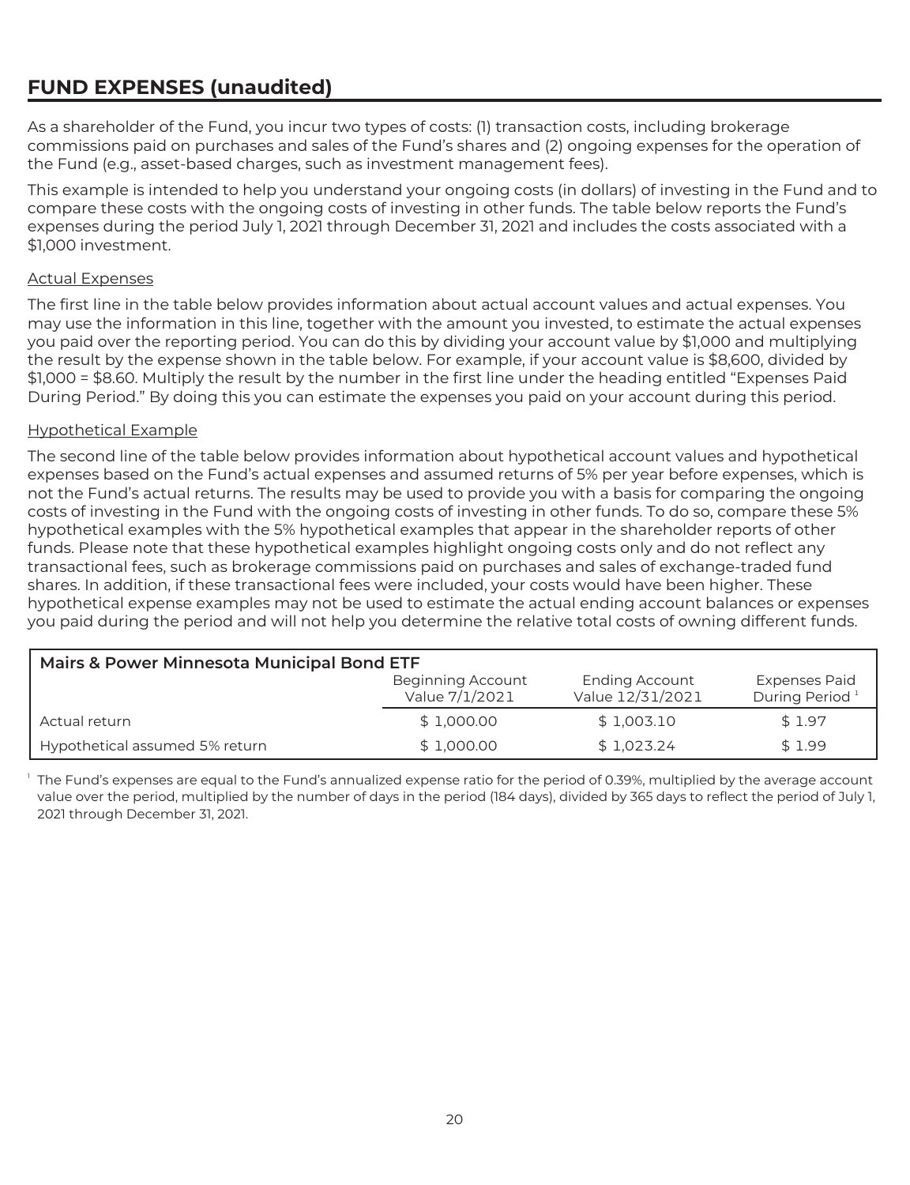# FUND EXPENSES (unaudited)

As a shareholder of the Fund, you incur two types of costs: (1) transaction costs, including brokerage commissions paid on purchases and sales of the Fund's shares and (2) ongoing expenses for the operation of the Fund (e.g., asset-based charges, such as investment management fees).

This example is intended to help you understand your ongoing costs (in dollars) of investing in the Fund and to compare these costs with the ongoing costs of investing in other funds. The table below reports the Fund's expenses during the period July 1, 2021 through December 31, 2021 and includes the costs associated with a $1,000 investment.

Actual Expenses

The first line in the table below provides information about actual account values and actual expenses. You may use the information in this line, together with the amount you invested, to estimate the actual expenses you paid over the reporting period. You can do this by dividing your account value by $1,000 and multiplying the result by the expense shown in the table below. For example, if your account value is $8,600, divided by $1,000 = $8.60. Multiply the result by the number in the first line under the heading entitled "Expenses Paid During Period." By doing this you can estimate the expenses you paid on your account during this period.

Hypothetical Example

The second line of the table below provides information about hypothetical account values and hypothetical expenses based on the Fund's actual expenses and assumed returns of 5% per year before expenses, which is not the Fund's actual returns. The results may be used to provide you with a basis for comparing the ongoing costs of investing in the Fund with the ongoing costs of investing in other funds. To do so, compare these 5% hypothetical examples with the 5% hypothetical examples that appear in the shareholder reports of other funds. Please note that these hypothetical examples highlight ongoing costs only and do not reflect any transactional fees, such as brokerage commissions paid on purchases and sales of exchange-traded fund shares. In addition, if these transactional fees were included, your costs would have been higher. These hypothetical expense examples may not be used to estimate the actual ending account balances or expenses you paid during the period and will not help you determine the relative total costs of owning different funds.

| **Mairs & Power Minnesota Municipal Bond ETF** | Beginning Account Value 7/1/2021 | Ending Account Value 12/31/2021 | Expenses Paid During Period [1] |
|---|---|---|---|
| Actual return | $ 1,000.00 | $ 1,003.10 | $ 1.97 |
| Hypothetical assumed 5% return | $ 1,000.00 | $ 1,023.24 | $ 1.99 |

[1] The Fund's expenses are equal to the Fund's annualized expense ratio for the period of 0.39%, multiplied by the average account value over the period, multiplied by the number of days in the period (184 days), divided by 365 days to reflect the period of July 1, 2021 through December 31, 2021.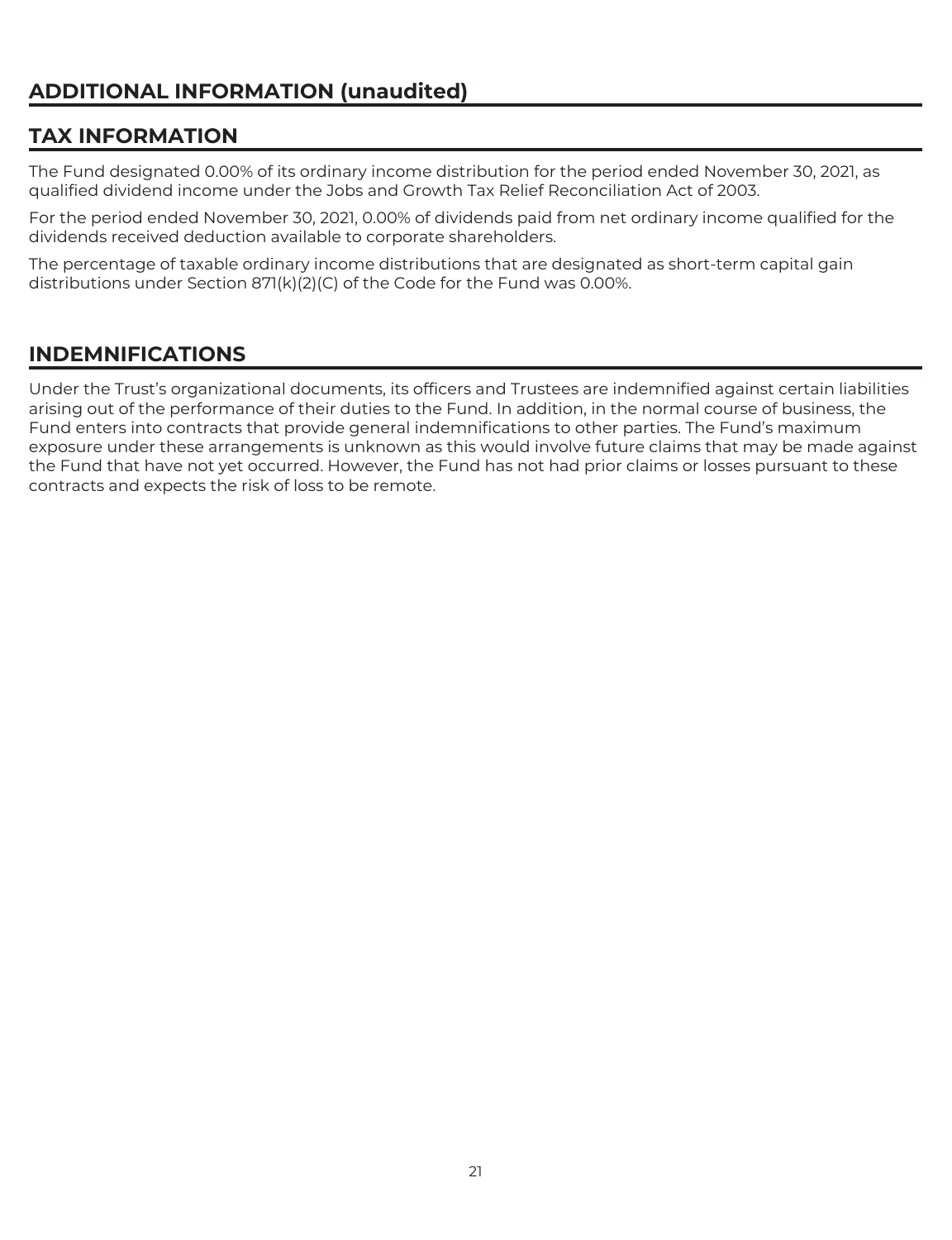# ADDITIONAL INFORMATION (unaudited)

## TAX INFORMATION

The Fund designated 0.00% of its ordinary income distribution for the period ended November 30, 2021, as qualified dividend income under the Jobs and Growth Tax Relief Reconciliation Act of 2003.

For the period ended November 30, 2021, 0.00% of dividends paid from net ordinary income qualified for the dividends received deduction available to corporate shareholders.

The percentage of taxable ordinary income distributions that are designated as short-term capital gain distributions under Section 871(k)(2)(C) of the Code for the Fund was 0.00%.

## INDEMNIFICATIONS

Under the Trust's organizational documents, its officers and Trustees are indemnified against certain liabilities arising out of the performance of their duties to the Fund. In addition, in the normal course of business, the Fund enters into contracts that provide general indemnifications to other parties. The Fund's maximum exposure under these arrangements is unknown as this would involve future claims that may be made against the Fund that have not yet occurred. However, the Fund has not had prior claims or losses pursuant to these contracts and expects the risk of loss to be remote.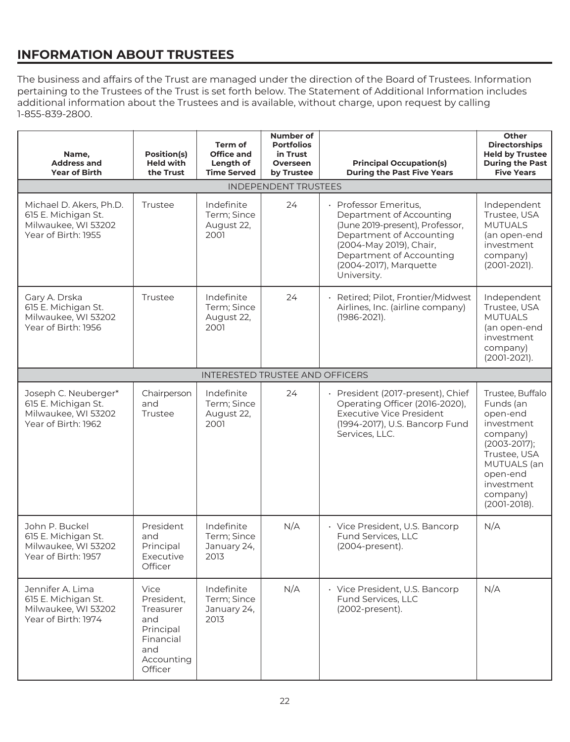## INFORMATION ABOUT TRUSTEES

The business and affairs of the Trust are managed under the direction of the Board of Trustees. Information pertaining to the Trustees of the Trust is set forth below. The Statement of Additional Information includes additional information about the Trustees and is available, without charge, upon request by calling 1-855-839-2800.

| Name, Address and Year of Birth | Position(s) Held with the Trust | Term of Office and Length of Time Served | Number of Portfolios in Trust Overseen by Trustee | Principal Occupation(s) During the Past Five Years | Other Directorships Held by Trustee During the Past Five Years |
|---|---|---|---|---|---|
| INDEPENDENT TRUSTEES | | | | | |
| Michael D. Akers, Ph.D.<br>615 E. Michigan St.<br>Milwaukee, WI 53202<br>Year of Birth: 1955 | Trustee | Indefinite Term; Since August 22, 2001 | 24 | · Professor Emeritus, Department of Accounting (June 2019-present), Professor, Department of Accounting (2004-May 2019), Chair, Department of Accounting (2004-2017), Marquette University. | Independent Trustee, USA MUTUALS (an open-end investment company) (2001-2021). |
| Gary A. Drska<br>615 E. Michigan St.<br>Milwaukee, WI 53202<br>Year of Birth: 1956 | Trustee | Indefinite Term; Since August 22, 2001 | 24 | · Retired; Pilot, Frontier/Midwest Airlines, Inc. (airline company) (1986-2021). | Independent Trustee, USA MUTUALS (an open-end investment company) (2001-2021). |
| INTERESTED TRUSTEE AND OFFICERS | | | | | |
| Joseph C. Neuberger*<br>615 E. Michigan St.<br>Milwaukee, WI 53202<br>Year of Birth: 1962 | Chairperson and Trustee | Indefinite Term; Since August 22, 2001 | 24 | · President (2017-present), Chief Operating Officer (2016-2020), Executive Vice President (1994-2017), U.S. Bancorp Fund Services, LLC. | Trustee, Buffalo Funds (an open-end investment company) (2003-2017); Trustee, USA MUTUALS (an open-end investment company) (2001-2018). |
| John P. Buckel<br>615 E. Michigan St.<br>Milwaukee, WI 53202<br>Year of Birth: 1957 | President and Principal Executive Officer | Indefinite Term; Since January 24, 2013 | N/A | · Vice President, U.S. Bancorp Fund Services, LLC (2004-present). | N/A |
| Jennifer A. Lima<br>615 E. Michigan St.<br>Milwaukee, WI 53202<br>Year of Birth: 1974 | Vice President, Treasurer and Principal Financial and Accounting Officer | Indefinite Term; Since January 24, 2013 | N/A | · Vice President, U.S. Bancorp Fund Services, LLC (2002-present). | N/A |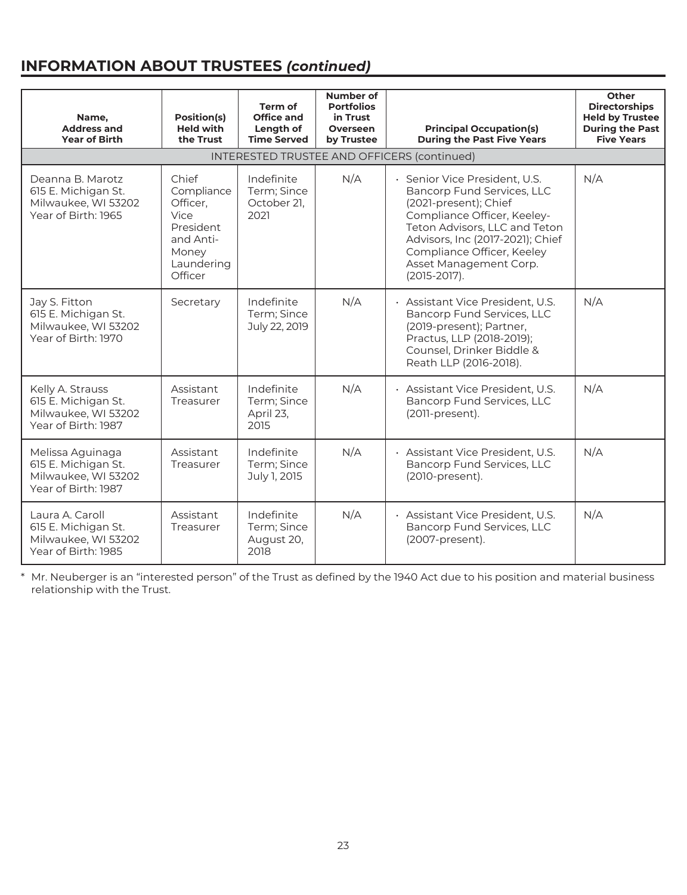## INFORMATION ABOUT TRUSTEES *(continued)*

| Name, Address and Year of Birth | Position(s) Held with the Trust | Term of Office and Length of Time Served | Number of Portfolios in Trust Overseen by Trustee | Principal Occupation(s) During the Past Five Years | Other Directorships Held by Trustee During the Past Five Years |
|---|---|---|---|---|---|
| INTERESTED TRUSTEE AND OFFICERS (continued) | | | | | |
| Deanna B. Marotz<br>615 E. Michigan St.<br>Milwaukee, WI 53202<br>Year of Birth: 1965 | Chief Compliance Officer, Vice President and Anti-Money Laundering Officer | Indefinite Term; Since October 21, 2021 | N/A | · Senior Vice President, U.S. Bancorp Fund Services, LLC (2021-present); Chief Compliance Officer, Keeley-Teton Advisors, LLC and Teton Advisors, Inc (2017-2021); Chief Compliance Officer, Keeley Asset Management Corp. (2015-2017). | N/A |
| Jay S. Fitton<br>615 E. Michigan St.<br>Milwaukee, WI 53202<br>Year of Birth: 1970 | Secretary | Indefinite Term; Since July 22, 2019 | N/A | · Assistant Vice President, U.S. Bancorp Fund Services, LLC (2019-present); Partner, Practus, LLP (2018-2019); Counsel, Drinker Biddle & Reath LLP (2016-2018). | N/A |
| Kelly A. Strauss<br>615 E. Michigan St.<br>Milwaukee, WI 53202<br>Year of Birth: 1987 | Assistant Treasurer | Indefinite Term; Since April 23, 2015 | N/A | · Assistant Vice President, U.S. Bancorp Fund Services, LLC (2011-present). | N/A |
| Melissa Aguinaga<br>615 E. Michigan St.<br>Milwaukee, WI 53202<br>Year of Birth: 1987 | Assistant Treasurer | Indefinite Term; Since July 1, 2015 | N/A | · Assistant Vice President, U.S. Bancorp Fund Services, LLC (2010-present). | N/A |
| Laura A. Caroll<br>615 E. Michigan St.<br>Milwaukee, WI 53202<br>Year of Birth: 1985 | Assistant Treasurer | Indefinite Term; Since August 20, 2018 | N/A | · Assistant Vice President, U.S. Bancorp Fund Services, LLC (2007-present). | N/A |

\* Mr. Neuberger is an "interested person" of the Trust as defined by the 1940 Act due to his position and material business relationship with the Trust.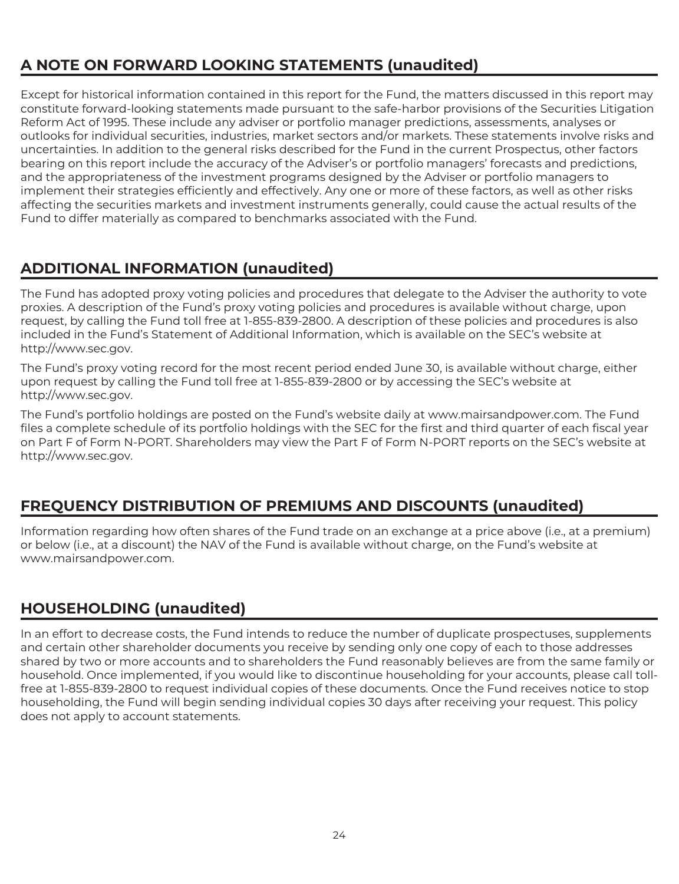## A NOTE ON FORWARD LOOKING STATEMENTS (unaudited)

Except for historical information contained in this report for the Fund, the matters discussed in this report may constitute forward-looking statements made pursuant to the safe-harbor provisions of the Securities Litigation Reform Act of 1995. These include any adviser or portfolio manager predictions, assessments, analyses or outlooks for individual securities, industries, market sectors and/or markets. These statements involve risks and uncertainties. In addition to the general risks described for the Fund in the current Prospectus, other factors bearing on this report include the accuracy of the Adviser's or portfolio managers' forecasts and predictions, and the appropriateness of the investment programs designed by the Adviser or portfolio managers to implement their strategies efficiently and effectively. Any one or more of these factors, as well as other risks affecting the securities markets and investment instruments generally, could cause the actual results of the Fund to differ materially as compared to benchmarks associated with the Fund.

## ADDITIONAL INFORMATION (unaudited)

The Fund has adopted proxy voting policies and procedures that delegate to the Adviser the authority to vote proxies. A description of the Fund's proxy voting policies and procedures is available without charge, upon request, by calling the Fund toll free at 1-855-839-2800. A description of these policies and procedures is also included in the Fund's Statement of Additional Information, which is available on the SEC's website at http://www.sec.gov.

The Fund's proxy voting record for the most recent period ended June 30, is available without charge, either upon request by calling the Fund toll free at 1-855-839-2800 or by accessing the SEC's website at http://www.sec.gov.

The Fund's portfolio holdings are posted on the Fund's website daily at www.mairsandpower.com. The Fund files a complete schedule of its portfolio holdings with the SEC for the first and third quarter of each fiscal year on Part F of Form N-PORT. Shareholders may view the Part F of Form N-PORT reports on the SEC's website at http://www.sec.gov.

## FREQUENCY DISTRIBUTION OF PREMIUMS AND DISCOUNTS (unaudited)

Information regarding how often shares of the Fund trade on an exchange at a price above (i.e., at a premium) or below (i.e., at a discount) the NAV of the Fund is available without charge, on the Fund's website at www.mairsandpower.com.

## HOUSEHOLDING (unaudited)

In an effort to decrease costs, the Fund intends to reduce the number of duplicate prospectuses, supplements and certain other shareholder documents you receive by sending only one copy of each to those addresses shared by two or more accounts and to shareholders the Fund reasonably believes are from the same family or household. Once implemented, if you would like to discontinue householding for your accounts, please call toll-free at 1-855-839-2800 to request individual copies of these documents. Once the Fund receives notice to stop householding, the Fund will begin sending individual copies 30 days after receiving your request. This policy does not apply to account statements.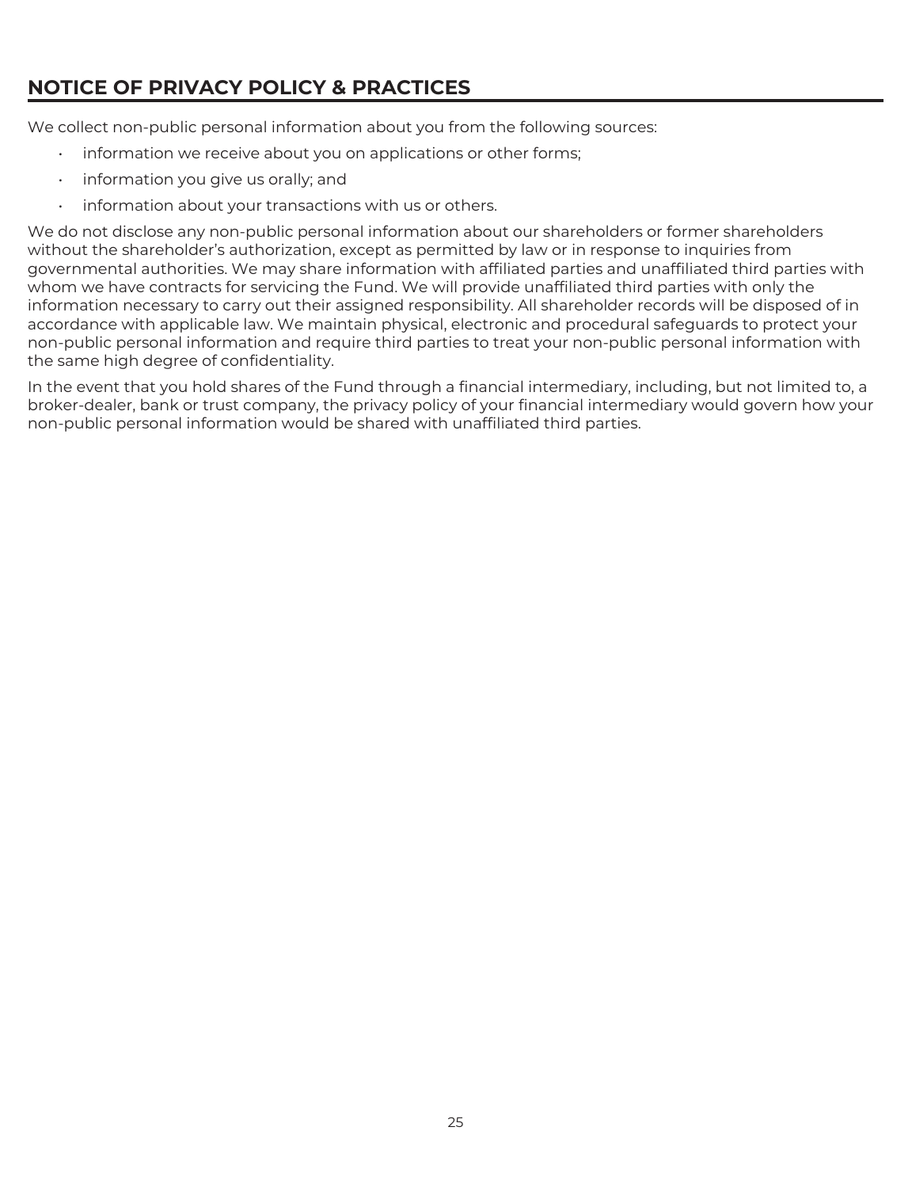## NOTICE OF PRIVACY POLICY & PRACTICES

We collect non-public personal information about you from the following sources:

- information we receive about you on applications or other forms;
- information you give us orally; and
- information about your transactions with us or others.

We do not disclose any non-public personal information about our shareholders or former shareholders without the shareholder's authorization, except as permitted by law or in response to inquiries from governmental authorities. We may share information with affiliated parties and unaffiliated third parties with whom we have contracts for servicing the Fund. We will provide unaffiliated third parties with only the information necessary to carry out their assigned responsibility. All shareholder records will be disposed of in accordance with applicable law. We maintain physical, electronic and procedural safeguards to protect your non-public personal information and require third parties to treat your non-public personal information with the same high degree of confidentiality.

In the event that you hold shares of the Fund through a financial intermediary, including, but not limited to, a broker-dealer, bank or trust company, the privacy policy of your financial intermediary would govern how your non-public personal information would be shared with unaffiliated third parties.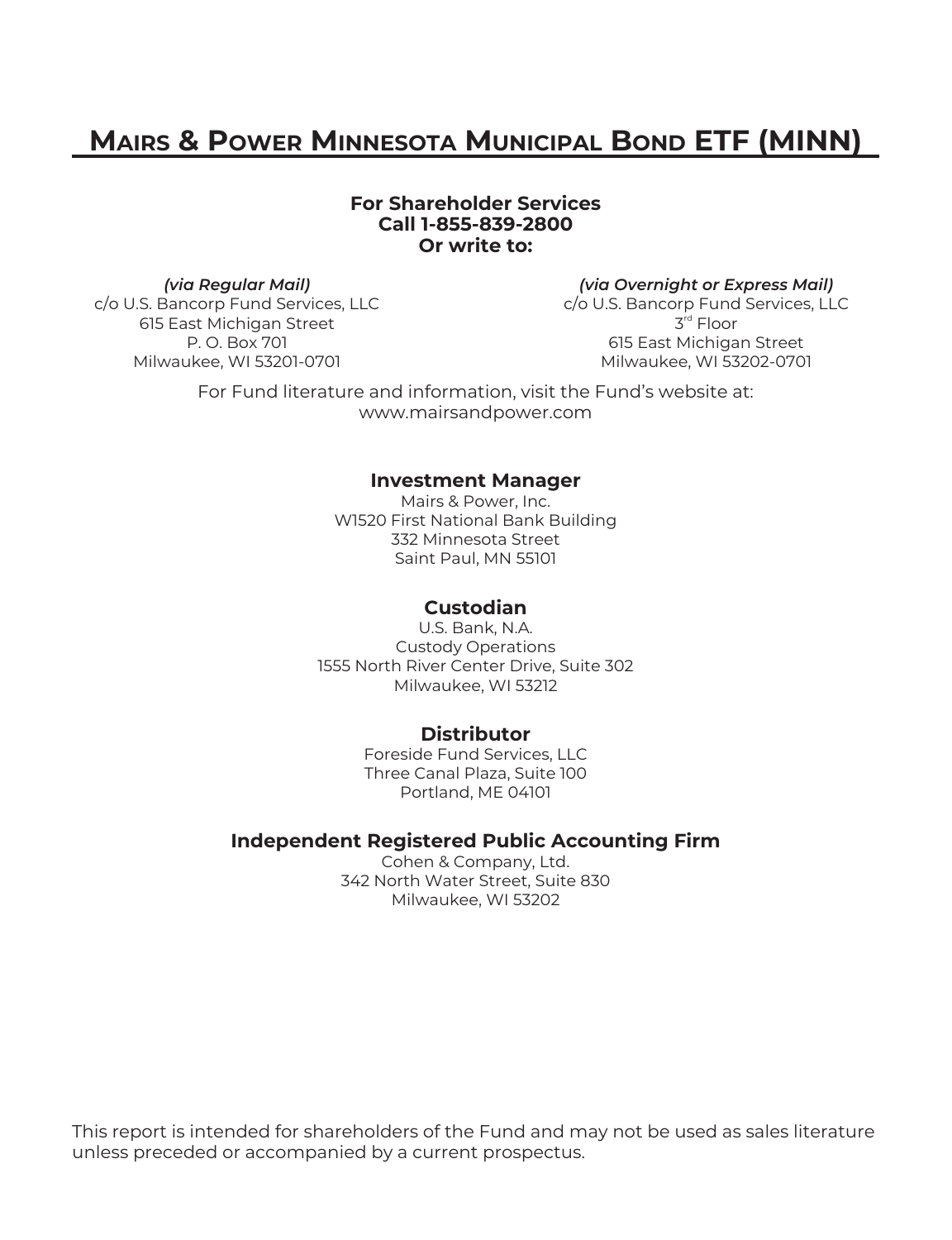# Mairs & Power Minnesota Municipal Bond ETF (MINN)

**For Shareholder Services**
**Call 1-855-839-2800**
**Or write to:**

***(via Regular Mail)***
c/o U.S. Bancorp Fund Services, LLC
615 East Michigan Street
P. O. Box 701
Milwaukee, WI 53201-0701

***(via Overnight or Express Mail)***
c/o U.S. Bancorp Fund Services, LLC
3rd Floor
615 East Michigan Street
Milwaukee, WI 53202-0701

For Fund literature and information, visit the Fund's website at:
www.mairsandpower.com

**Investment Manager**
Mairs & Power, Inc.
W1520 First National Bank Building
332 Minnesota Street
Saint Paul, MN 55101

**Custodian**
U.S. Bank, N.A.
Custody Operations
1555 North River Center Drive, Suite 302
Milwaukee, WI 53212

**Distributor**
Foreside Fund Services, LLC
Three Canal Plaza, Suite 100
Portland, ME 04101

**Independent Registered Public Accounting Firm**
Cohen & Company, Ltd.
342 North Water Street, Suite 830
Milwaukee, WI 53202

This report is intended for shareholders of the Fund and may not be used as sales literature unless preceded or accompanied by a current prospectus.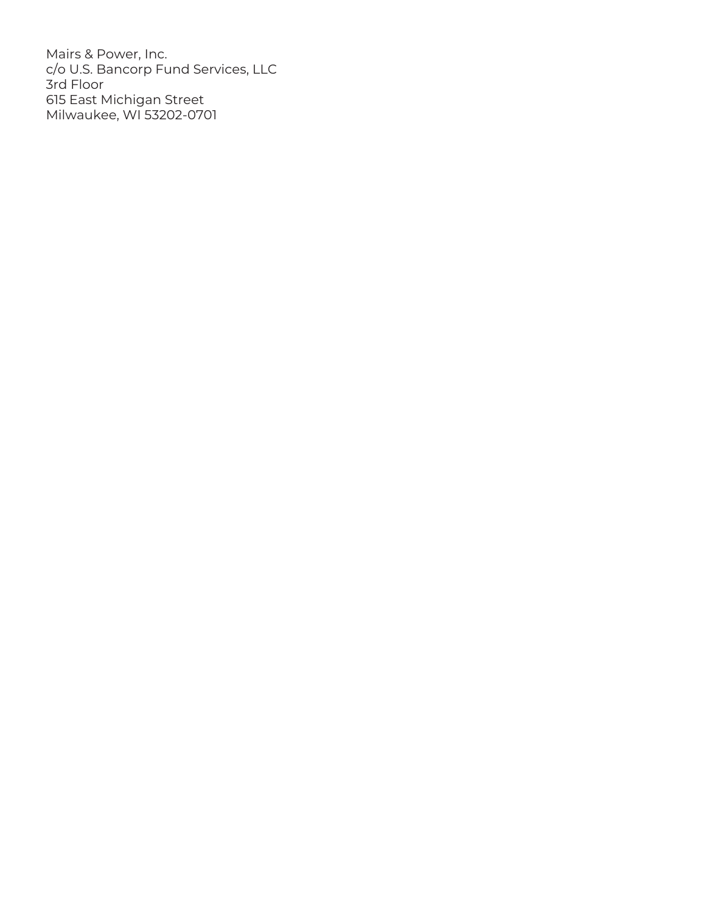Mairs & Power, Inc.
c/o U.S. Bancorp Fund Services, LLC
3rd Floor
615 East Michigan Street
Milwaukee, WI 53202-0701